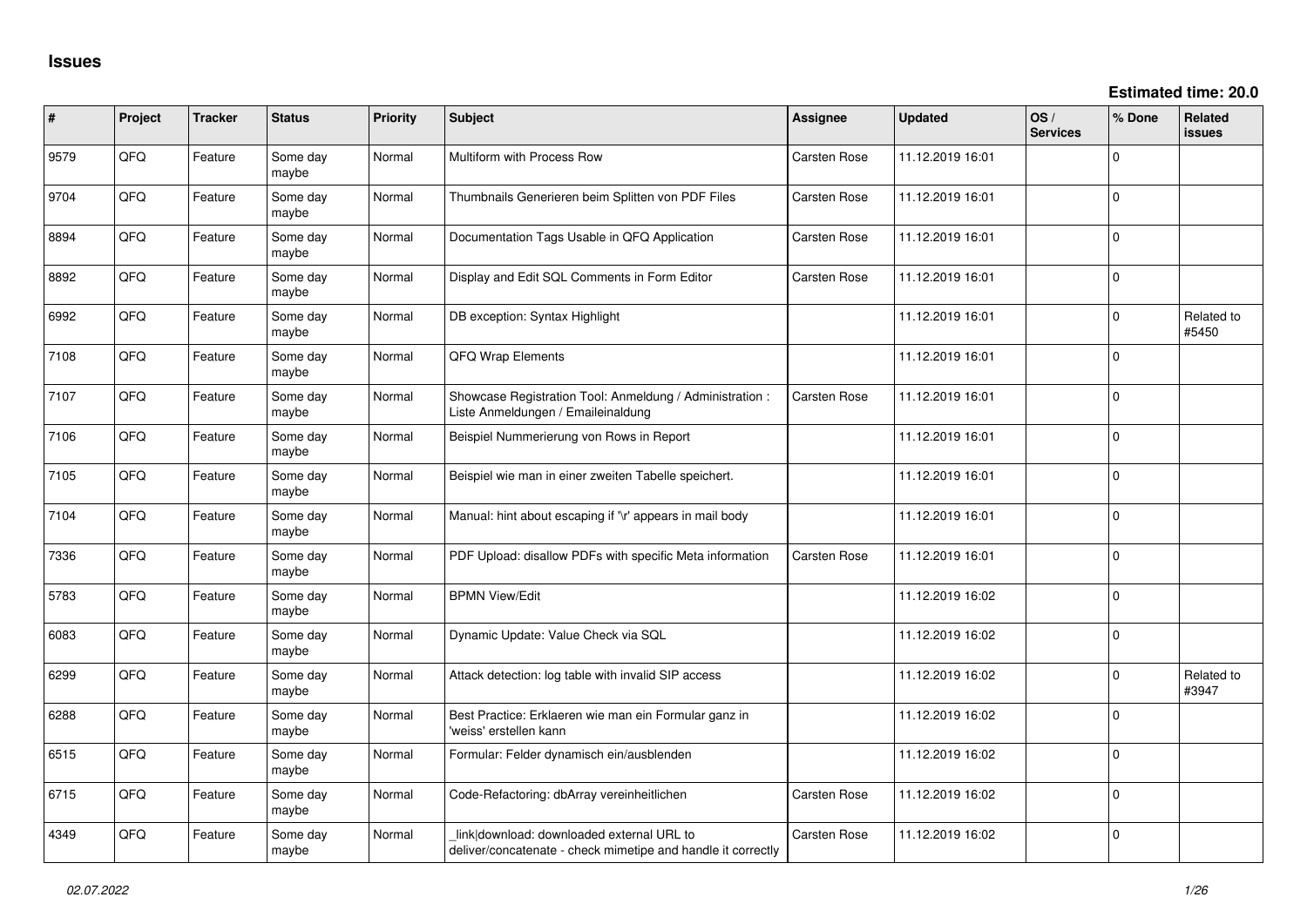# Issues

**Estimated time: 20.0**

| # | Project | Tracker | Status | Priority | Subject | Assignee | Updated | OS / Services | % Done | Related issues |
|---|---|---|---|---|---|---|---|---|---|---|
| 9579 | QFQ | Feature | Some day maybe | Normal | Multiform with Process Row | Carsten Rose | 11.12.2019 16:01 | | 0 | |
| 9704 | QFQ | Feature | Some day maybe | Normal | Thumbnails Generieren beim Splitten von PDF Files | Carsten Rose | 11.12.2019 16:01 | | 0 | |
| 8894 | QFQ | Feature | Some day maybe | Normal | Documentation Tags Usable in QFQ Application | Carsten Rose | 11.12.2019 16:01 | | 0 | |
| 8892 | QFQ | Feature | Some day maybe | Normal | Display and Edit SQL Comments in Form Editor | Carsten Rose | 11.12.2019 16:01 | | 0 | |
| 6992 | QFQ | Feature | Some day maybe | Normal | DB exception: Syntax Highlight | | 11.12.2019 16:01 | | 0 | Related to #5450 |
| 7108 | QFQ | Feature | Some day maybe | Normal | QFQ Wrap Elements | | 11.12.2019 16:01 | | 0 | |
| 7107 | QFQ | Feature | Some day maybe | Normal | Showcase Registration Tool: Anmeldung / Administration : Liste Anmeldungen / Emaileinaldung | Carsten Rose | 11.12.2019 16:01 | | 0 | |
| 7106 | QFQ | Feature | Some day maybe | Normal | Beispiel Nummerierung von Rows in Report | | 11.12.2019 16:01 | | 0 | |
| 7105 | QFQ | Feature | Some day maybe | Normal | Beispiel wie man in einer zweiten Tabelle speichert. | | 11.12.2019 16:01 | | 0 | |
| 7104 | QFQ | Feature | Some day maybe | Normal | Manual: hint about escaping if '\r' appears in mail body | | 11.12.2019 16:01 | | 0 | |
| 7336 | QFQ | Feature | Some day maybe | Normal | PDF Upload: disallow PDFs with specific Meta information | Carsten Rose | 11.12.2019 16:01 | | 0 | |
| 5783 | QFQ | Feature | Some day maybe | Normal | BPMN View/Edit | | 11.12.2019 16:02 | | 0 | |
| 6083 | QFQ | Feature | Some day maybe | Normal | Dynamic Update: Value Check via SQL | | 11.12.2019 16:02 | | 0 | |
| 6299 | QFQ | Feature | Some day maybe | Normal | Attack detection: log table with invalid SIP access | | 11.12.2019 16:02 | | 0 | Related to #3947 |
| 6288 | QFQ | Feature | Some day maybe | Normal | Best Practice: Erklaeren wie man ein Formular ganz in 'weiss' erstellen kann | | 11.12.2019 16:02 | | 0 | |
| 6515 | QFQ | Feature | Some day maybe | Normal | Formular: Felder dynamisch ein/ausblenden | | 11.12.2019 16:02 | | 0 | |
| 6715 | QFQ | Feature | Some day maybe | Normal | Code-Refactoring: dbArray vereinheitlichen | Carsten Rose | 11.12.2019 16:02 | | 0 | |
| 4349 | QFQ | Feature | Some day maybe | Normal | _link\|download: downloaded external URL to deliver/concatenate - check mimetipe and handle it correctly | Carsten Rose | 11.12.2019 16:02 | | 0 | |

*02.07.2022*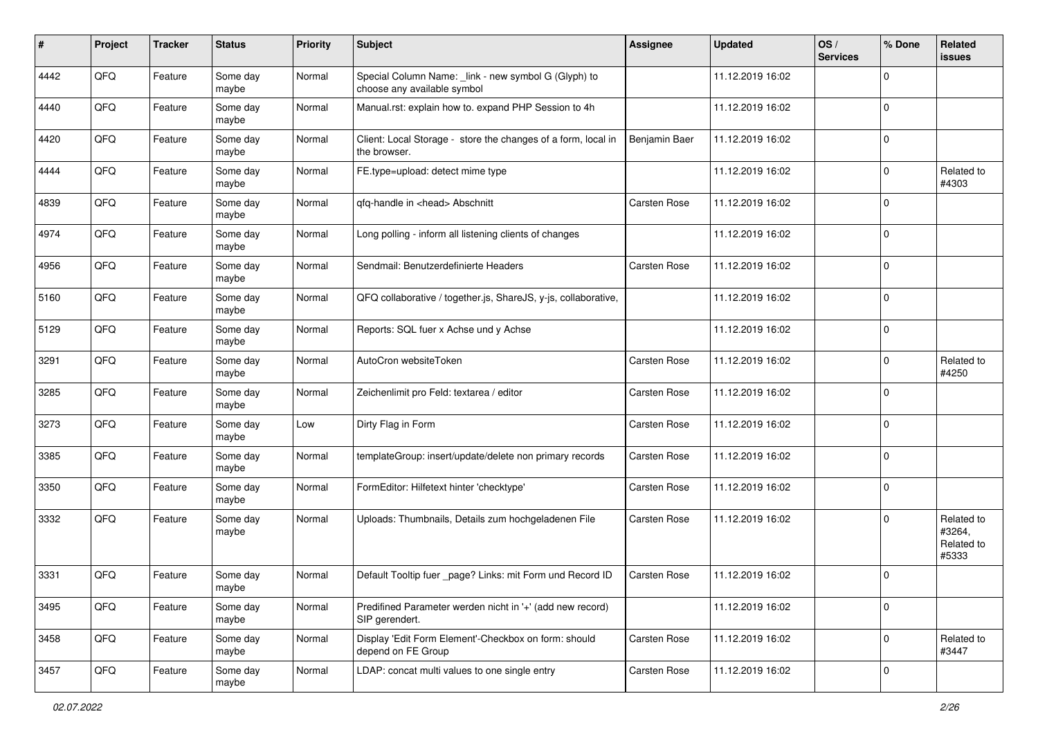| # | Project | Tracker | Status | Priority | Subject | Assignee | Updated | OS / Services | % Done | Related issues |
|---|---|---|---|---|---|---|---|---|---|---|
| 4442 | QFQ | Feature | Some day maybe | Normal | Special Column Name: _link - new symbol G (Glyph) to choose any available symbol | | 11.12.2019 16:02 | | 0 | |
| 4440 | QFQ | Feature | Some day maybe | Normal | Manual.rst: explain how to. expand PHP Session to 4h | | 11.12.2019 16:02 | | 0 | |
| 4420 | QFQ | Feature | Some day maybe | Normal | Client: Local Storage - store the changes of a form, local in the browser. | Benjamin Baer | 11.12.2019 16:02 | | 0 | |
| 4444 | QFQ | Feature | Some day maybe | Normal | FE.type=upload: detect mime type | | 11.12.2019 16:02 | | 0 | Related to #4303 |
| 4839 | QFQ | Feature | Some day maybe | Normal | qfq-handle in <head> Abschnitt | Carsten Rose | 11.12.2019 16:02 | | 0 | |
| 4974 | QFQ | Feature | Some day maybe | Normal | Long polling - inform all listening clients of changes | | 11.12.2019 16:02 | | 0 | |
| 4956 | QFQ | Feature | Some day maybe | Normal | Sendmail: Benutzerdefinierte Headers | Carsten Rose | 11.12.2019 16:02 | | 0 | |
| 5160 | QFQ | Feature | Some day maybe | Normal | QFQ collaborative / together.js, ShareJS, y-js, collaborative, | | 11.12.2019 16:02 | | 0 | |
| 5129 | QFQ | Feature | Some day maybe | Normal | Reports: SQL fuer x Achse und y Achse | | 11.12.2019 16:02 | | 0 | |
| 3291 | QFQ | Feature | Some day maybe | Normal | AutoCron websiteToken | Carsten Rose | 11.12.2019 16:02 | | 0 | Related to #4250 |
| 3285 | QFQ | Feature | Some day maybe | Normal | Zeichenlimit pro Feld: textarea / editor | Carsten Rose | 11.12.2019 16:02 | | 0 | |
| 3273 | QFQ | Feature | Some day maybe | Low | Dirty Flag in Form | Carsten Rose | 11.12.2019 16:02 | | 0 | |
| 3385 | QFQ | Feature | Some day maybe | Normal | templateGroup: insert/update/delete non primary records | Carsten Rose | 11.12.2019 16:02 | | 0 | |
| 3350 | QFQ | Feature | Some day maybe | Normal | FormEditor: Hilfetext hinter 'checktype' | Carsten Rose | 11.12.2019 16:02 | | 0 | |
| 3332 | QFQ | Feature | Some day maybe | Normal | Uploads: Thumbnails, Details zum hochgeladenen File | Carsten Rose | 11.12.2019 16:02 | | 0 | Related to #3264, Related to #5333 |
| 3331 | QFQ | Feature | Some day maybe | Normal | Default Tooltip fuer _page? Links: mit Form und Record ID | Carsten Rose | 11.12.2019 16:02 | | 0 | |
| 3495 | QFQ | Feature | Some day maybe | Normal | Predifined Parameter werden nicht in '+' (add new record) SIP gerendert. | | 11.12.2019 16:02 | | 0 | |
| 3458 | QFQ | Feature | Some day maybe | Normal | Display 'Edit Form Element'-Checkbox on form: should depend on FE Group | Carsten Rose | 11.12.2019 16:02 | | 0 | Related to #3447 |
| 3457 | QFQ | Feature | Some day maybe | Normal | LDAP: concat multi values to one single entry | Carsten Rose | 11.12.2019 16:02 | | 0 | |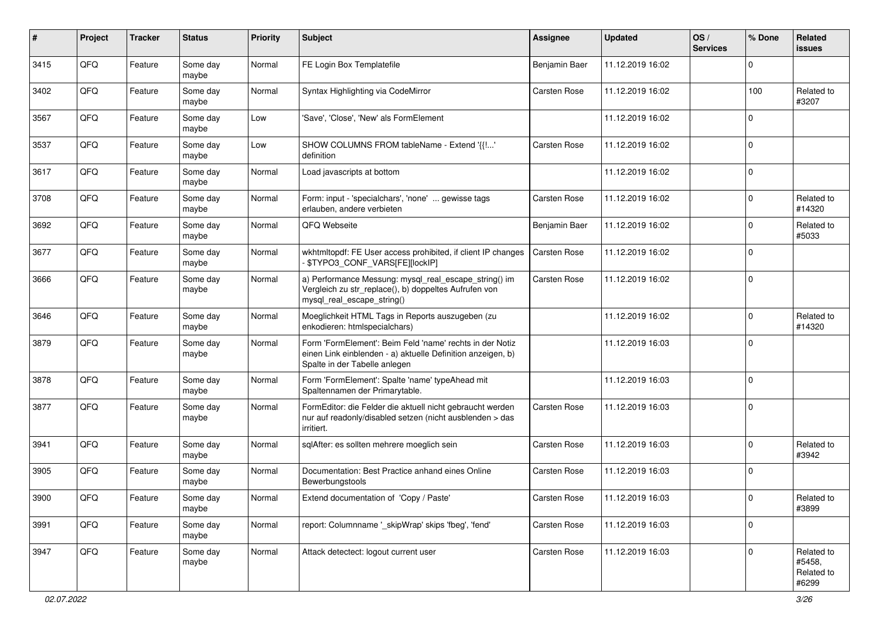| # | Project | Tracker | Status | Priority | Subject | Assignee | Updated | OS / Services | % Done | Related issues |
|---|---|---|---|---|---|---|---|---|---|---|
| 3415 | QFQ | Feature | Some day maybe | Normal | FE Login Box Templatefile | Benjamin Baer | 11.12.2019 16:02 | | 0 | |
| 3402 | QFQ | Feature | Some day maybe | Normal | Syntax Highlighting via CodeMirror | Carsten Rose | 11.12.2019 16:02 | | 100 | Related to #3207 |
| 3567 | QFQ | Feature | Some day maybe | Low | 'Save', 'Close', 'New' als FormElement | | 11.12.2019 16:02 | | 0 | |
| 3537 | QFQ | Feature | Some day maybe | Low | SHOW COLUMNS FROM tableName - Extend '{{!...' definition | Carsten Rose | 11.12.2019 16:02 | | 0 | |
| 3617 | QFQ | Feature | Some day maybe | Normal | Load javascripts at bottom | | 11.12.2019 16:02 | | 0 | |
| 3708 | QFQ | Feature | Some day maybe | Normal | Form: input - 'specialchars', 'none' ... gewisse tags erlauben, andere verbieten | Carsten Rose | 11.12.2019 16:02 | | 0 | Related to #14320 |
| 3692 | QFQ | Feature | Some day maybe | Normal | QFQ Webseite | Benjamin Baer | 11.12.2019 16:02 | | 0 | Related to #5033 |
| 3677 | QFQ | Feature | Some day maybe | Normal | wkhtmltopdf: FE User access prohibited, if client IP changes - $TYPO3_CONF_VARS[FE][lockIP] | Carsten Rose | 11.12.2019 16:02 | | 0 | |
| 3666 | QFQ | Feature | Some day maybe | Normal | a) Performance Messung: mysql_real_escape_string() im Vergleich zu str_replace(), b) doppeltes Aufrufen von mysql_real_escape_string() | Carsten Rose | 11.12.2019 16:02 | | 0 | |
| 3646 | QFQ | Feature | Some day maybe | Normal | Moeglichkeit HTML Tags in Reports auszugeben (zu enkodieren: htmlspecialchars) | | 11.12.2019 16:02 | | 0 | Related to #14320 |
| 3879 | QFQ | Feature | Some day maybe | Normal | Form 'FormElement': Beim Feld 'name' rechts in der Notiz einen Link einblenden - a) aktuelle Definition anzeigen, b) Spalte in der Tabelle anlegen | | 11.12.2019 16:03 | | 0 | |
| 3878 | QFQ | Feature | Some day maybe | Normal | Form 'FormElement': Spalte 'name' typeAhead mit Spaltennamen der Primarytable. | | 11.12.2019 16:03 | | 0 | |
| 3877 | QFQ | Feature | Some day maybe | Normal | FormEditor: die Felder die aktuell nicht gebraucht werden nur auf readonly/disabled setzen (nicht ausblenden > das irritiert. | Carsten Rose | 11.12.2019 16:03 | | 0 | |
| 3941 | QFQ | Feature | Some day maybe | Normal | sqlAfter: es sollten mehrere moeglich sein | Carsten Rose | 11.12.2019 16:03 | | 0 | Related to #3942 |
| 3905 | QFQ | Feature | Some day maybe | Normal | Documentation: Best Practice anhand eines Online Bewerbungstools | Carsten Rose | 11.12.2019 16:03 | | 0 | |
| 3900 | QFQ | Feature | Some day maybe | Normal | Extend documentation of 'Copy / Paste' | Carsten Rose | 11.12.2019 16:03 | | 0 | Related to #3899 |
| 3991 | QFQ | Feature | Some day maybe | Normal | report: Columnname '_skipWrap' skips 'fbeg', 'fend' | Carsten Rose | 11.12.2019 16:03 | | 0 | |
| 3947 | QFQ | Feature | Some day maybe | Normal | Attack detectect: logout current user | Carsten Rose | 11.12.2019 16:03 | | 0 | Related to #5458, Related to #6299 |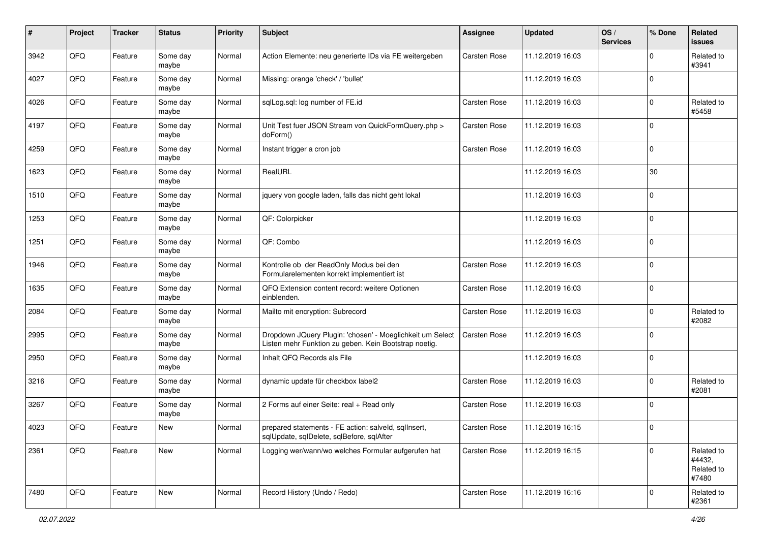| # | Project | Tracker | Status | Priority | Subject | Assignee | Updated | OS / Services | % Done | Related issues |
|---|---|---|---|---|---|---|---|---|---|---|
| 3942 | QFQ | Feature | Some day maybe | Normal | Action Elemente: neu generierte IDs via FE weitergeben | Carsten Rose | 11.12.2019 16:03 | | 0 | Related to #3941 |
| 4027 | QFQ | Feature | Some day maybe | Normal | Missing: orange 'check' / 'bullet' | | 11.12.2019 16:03 | | 0 | |
| 4026 | QFQ | Feature | Some day maybe | Normal | sqlLog.sql: log number of FE.id | Carsten Rose | 11.12.2019 16:03 | | 0 | Related to #5458 |
| 4197 | QFQ | Feature | Some day maybe | Normal | Unit Test fuer JSON Stream von QuickFormQuery.php > doForm() | Carsten Rose | 11.12.2019 16:03 | | 0 | |
| 4259 | QFQ | Feature | Some day maybe | Normal | Instant trigger a cron job | Carsten Rose | 11.12.2019 16:03 | | 0 | |
| 1623 | QFQ | Feature | Some day maybe | Normal | RealURL | | 11.12.2019 16:03 | | 30 | |
| 1510 | QFQ | Feature | Some day maybe | Normal | jquery von google laden, falls das nicht geht lokal | | 11.12.2019 16:03 | | 0 | |
| 1253 | QFQ | Feature | Some day maybe | Normal | QF: Colorpicker | | 11.12.2019 16:03 | | 0 | |
| 1251 | QFQ | Feature | Some day maybe | Normal | QF: Combo | | 11.12.2019 16:03 | | 0 | |
| 1946 | QFQ | Feature | Some day maybe | Normal | Kontrolle ob der ReadOnly Modus bei den Formularelementen korrekt implementiert ist | Carsten Rose | 11.12.2019 16:03 | | 0 | |
| 1635 | QFQ | Feature | Some day maybe | Normal | QFQ Extension content record: weitere Optionen einblenden. | Carsten Rose | 11.12.2019 16:03 | | 0 | |
| 2084 | QFQ | Feature | Some day maybe | Normal | Mailto mit encryption: Subrecord | Carsten Rose | 11.12.2019 16:03 | | 0 | Related to #2082 |
| 2995 | QFQ | Feature | Some day maybe | Normal | Dropdown JQuery Plugin: 'chosen' - Moeglichkeit um Select Listen mehr Funktion zu geben. Kein Bootstrap noetig. | Carsten Rose | 11.12.2019 16:03 | | 0 | |
| 2950 | QFQ | Feature | Some day maybe | Normal | Inhalt QFQ Records als File | | 11.12.2019 16:03 | | 0 | |
| 3216 | QFQ | Feature | Some day maybe | Normal | dynamic update für checkbox label2 | Carsten Rose | 11.12.2019 16:03 | | 0 | Related to #2081 |
| 3267 | QFQ | Feature | Some day maybe | Normal | 2 Forms auf einer Seite: real + Read only | Carsten Rose | 11.12.2019 16:03 | | 0 | |
| 4023 | QFQ | Feature | New | Normal | prepared statements - FE action: salveId, sqlInsert, sqlUpdate, sqlDelete, sqlBefore, sqlAfter | Carsten Rose | 11.12.2019 16:15 | | 0 | |
| 2361 | QFQ | Feature | New | Normal | Logging wer/wann/wo welches Formular aufgerufen hat | Carsten Rose | 11.12.2019 16:15 | | 0 | Related to #4432, Related to #7480 |
| 7480 | QFQ | Feature | New | Normal | Record History (Undo / Redo) | Carsten Rose | 11.12.2019 16:16 | | 0 | Related to #2361 |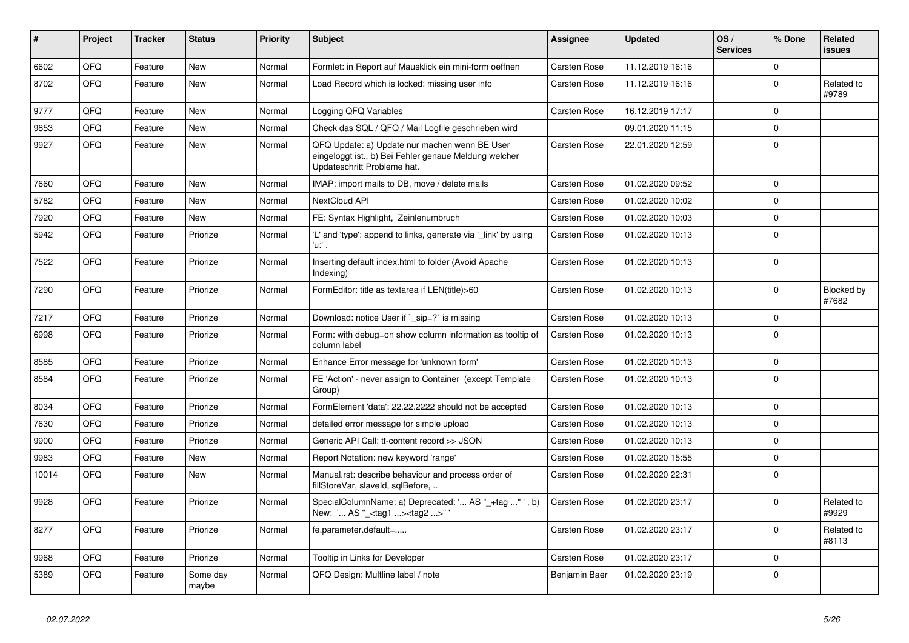| # | Project | Tracker | Status | Priority | Subject | Assignee | Updated | OS / Services | % Done | Related issues |
|---|---|---|---|---|---|---|---|---|---|---|
| 6602 | QFQ | Feature | New | Normal | Formlet: in Report auf Mausklick ein mini-form oeffnen | Carsten Rose | 11.12.2019 16:16 | | 0 | |
| 8702 | QFQ | Feature | New | Normal | Load Record which is locked: missing user info | Carsten Rose | 11.12.2019 16:16 | | 0 | Related to #9789 |
| 9777 | QFQ | Feature | New | Normal | Logging QFQ Variables | Carsten Rose | 16.12.2019 17:17 | | 0 | |
| 9853 | QFQ | Feature | New | Normal | Check das SQL / QFQ / Mail Logfile geschrieben wird | | 09.01.2020 11:15 | | 0 | |
| 9927 | QFQ | Feature | New | Normal | QFQ Update: a) Update nur machen wenn BE User eingeloggt ist., b) Bei Fehler genaue Meldung welcher Updateschritt Probleme hat. | Carsten Rose | 22.01.2020 12:59 | | 0 | |
| 7660 | QFQ | Feature | New | Normal | IMAP: import mails to DB, move / delete mails | Carsten Rose | 01.02.2020 09:52 | | 0 | |
| 5782 | QFQ | Feature | New | Normal | NextCloud API | Carsten Rose | 01.02.2020 10:02 | | 0 | |
| 7920 | QFQ | Feature | New | Normal | FE: Syntax Highlight, Zeinlenumbruch | Carsten Rose | 01.02.2020 10:03 | | 0 | |
| 5942 | QFQ | Feature | Priorize | Normal | 'L' and 'type': append to links, generate via '_link' by using 'u:' . | Carsten Rose | 01.02.2020 10:13 | | 0 | |
| 7522 | QFQ | Feature | Priorize | Normal | Inserting default index.html to folder (Avoid Apache Indexing) | Carsten Rose | 01.02.2020 10:13 | | 0 | |
| 7290 | QFQ | Feature | Priorize | Normal | FormEditor: title as textarea if LEN(title)>60 | Carsten Rose | 01.02.2020 10:13 | | 0 | Blocked by #7682 |
| 7217 | QFQ | Feature | Priorize | Normal | Download: notice User if `_sip=?` is missing | Carsten Rose | 01.02.2020 10:13 | | 0 | |
| 6998 | QFQ | Feature | Priorize | Normal | Form: with debug=on show column information as tooltip of column label | Carsten Rose | 01.02.2020 10:13 | | 0 | |
| 8585 | QFQ | Feature | Priorize | Normal | Enhance Error message for 'unknown form' | Carsten Rose | 01.02.2020 10:13 | | 0 | |
| 8584 | QFQ | Feature | Priorize | Normal | FE 'Action' - never assign to Container (except Template Group) | Carsten Rose | 01.02.2020 10:13 | | 0 | |
| 8034 | QFQ | Feature | Priorize | Normal | FormElement 'data': 22.22.2222 should not be accepted | Carsten Rose | 01.02.2020 10:13 | | 0 | |
| 7630 | QFQ | Feature | Priorize | Normal | detailed error message for simple upload | Carsten Rose | 01.02.2020 10:13 | | 0 | |
| 9900 | QFQ | Feature | Priorize | Normal | Generic API Call: tt-content record >> JSON | Carsten Rose | 01.02.2020 10:13 | | 0 | |
| 9983 | QFQ | Feature | New | Normal | Report Notation: new keyword 'range' | Carsten Rose | 01.02.2020 15:55 | | 0 | |
| 10014 | QFQ | Feature | New | Normal | Manual.rst: describe behaviour and process order of fillStoreVar, slaveId, sqlBefore, .. | Carsten Rose | 01.02.2020 22:31 | | 0 | |
| 9928 | QFQ | Feature | Priorize | Normal | SpecialColumnName: a) Deprecated: '... AS "_+tag ..." ', b) New: '... AS "_<tag1 ...><tag2 ...>" ' | Carsten Rose | 01.02.2020 23:17 | | 0 | Related to #9929 |
| 8277 | QFQ | Feature | Priorize | Normal | fe.parameter.default=..... | Carsten Rose | 01.02.2020 23:17 | | 0 | Related to #8113 |
| 9968 | QFQ | Feature | Priorize | Normal | Tooltip in Links for Developer | Carsten Rose | 01.02.2020 23:17 | | 0 | |
| 5389 | QFQ | Feature | Some day maybe | Normal | QFQ Design: Multline label / note | Benjamin Baer | 01.02.2020 23:19 | | 0 | |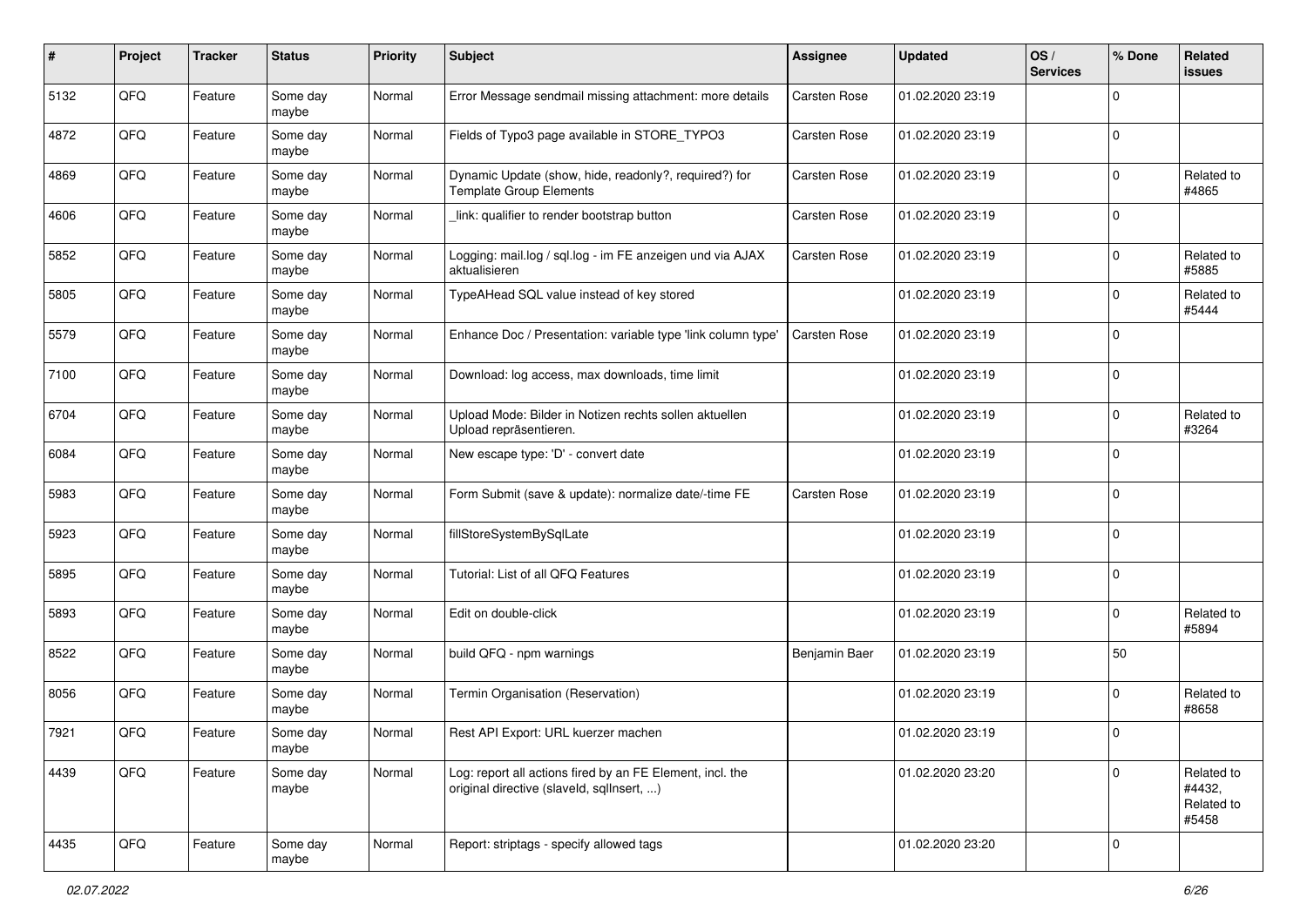| # | Project | Tracker | Status | Priority | Subject | Assignee | Updated | OS / Services | % Done | Related issues |
|---|---|---|---|---|---|---|---|---|---|---|
| 5132 | QFQ | Feature | Some day maybe | Normal | Error Message sendmail missing attachment: more details | Carsten Rose | 01.02.2020 23:19 | | 0 | |
| 4872 | QFQ | Feature | Some day maybe | Normal | Fields of Typo3 page available in STORE_TYPO3 | Carsten Rose | 01.02.2020 23:19 | | 0 | |
| 4869 | QFQ | Feature | Some day maybe | Normal | Dynamic Update (show, hide, readonly?, required?) for Template Group Elements | Carsten Rose | 01.02.2020 23:19 | | 0 | Related to #4865 |
| 4606 | QFQ | Feature | Some day maybe | Normal | _link: qualifier to render bootstrap button | Carsten Rose | 01.02.2020 23:19 | | 0 | |
| 5852 | QFQ | Feature | Some day maybe | Normal | Logging: mail.log / sql.log - im FE anzeigen und via AJAX aktualisieren | Carsten Rose | 01.02.2020 23:19 | | 0 | Related to #5885 |
| 5805 | QFQ | Feature | Some day maybe | Normal | TypeAHead SQL value instead of key stored | | 01.02.2020 23:19 | | 0 | Related to #5444 |
| 5579 | QFQ | Feature | Some day maybe | Normal | Enhance Doc / Presentation: variable type 'link column type' | Carsten Rose | 01.02.2020 23:19 | | 0 | |
| 7100 | QFQ | Feature | Some day maybe | Normal | Download: log access, max downloads, time limit | | 01.02.2020 23:19 | | 0 | |
| 6704 | QFQ | Feature | Some day maybe | Normal | Upload Mode: Bilder in Notizen rechts sollen aktuellen Upload repräsentieren. | | 01.02.2020 23:19 | | 0 | Related to #3264 |
| 6084 | QFQ | Feature | Some day maybe | Normal | New escape type: 'D' - convert date | | 01.02.2020 23:19 | | 0 | |
| 5983 | QFQ | Feature | Some day maybe | Normal | Form Submit (save & update): normalize date/-time FE | Carsten Rose | 01.02.2020 23:19 | | 0 | |
| 5923 | QFQ | Feature | Some day maybe | Normal | fillStoreSystemBySqlLate | | 01.02.2020 23:19 | | 0 | |
| 5895 | QFQ | Feature | Some day maybe | Normal | Tutorial: List of all QFQ Features | | 01.02.2020 23:19 | | 0 | |
| 5893 | QFQ | Feature | Some day maybe | Normal | Edit on double-click | | 01.02.2020 23:19 | | 0 | Related to #5894 |
| 8522 | QFQ | Feature | Some day maybe | Normal | build QFQ - npm warnings | Benjamin Baer | 01.02.2020 23:19 | | 50 | |
| 8056 | QFQ | Feature | Some day maybe | Normal | Termin Organisation (Reservation) | | 01.02.2020 23:19 | | 0 | Related to #8658 |
| 7921 | QFQ | Feature | Some day maybe | Normal | Rest API Export: URL kuerzer machen | | 01.02.2020 23:19 | | 0 | |
| 4439 | QFQ | Feature | Some day maybe | Normal | Log: report all actions fired by an FE Element, incl. the original directive (slaveId, sqlInsert, ...) | | 01.02.2020 23:20 | | 0 | Related to #4432, Related to #5458 |
| 4435 | QFQ | Feature | Some day maybe | Normal | Report: striptags - specify allowed tags | | 01.02.2020 23:20 | | 0 | |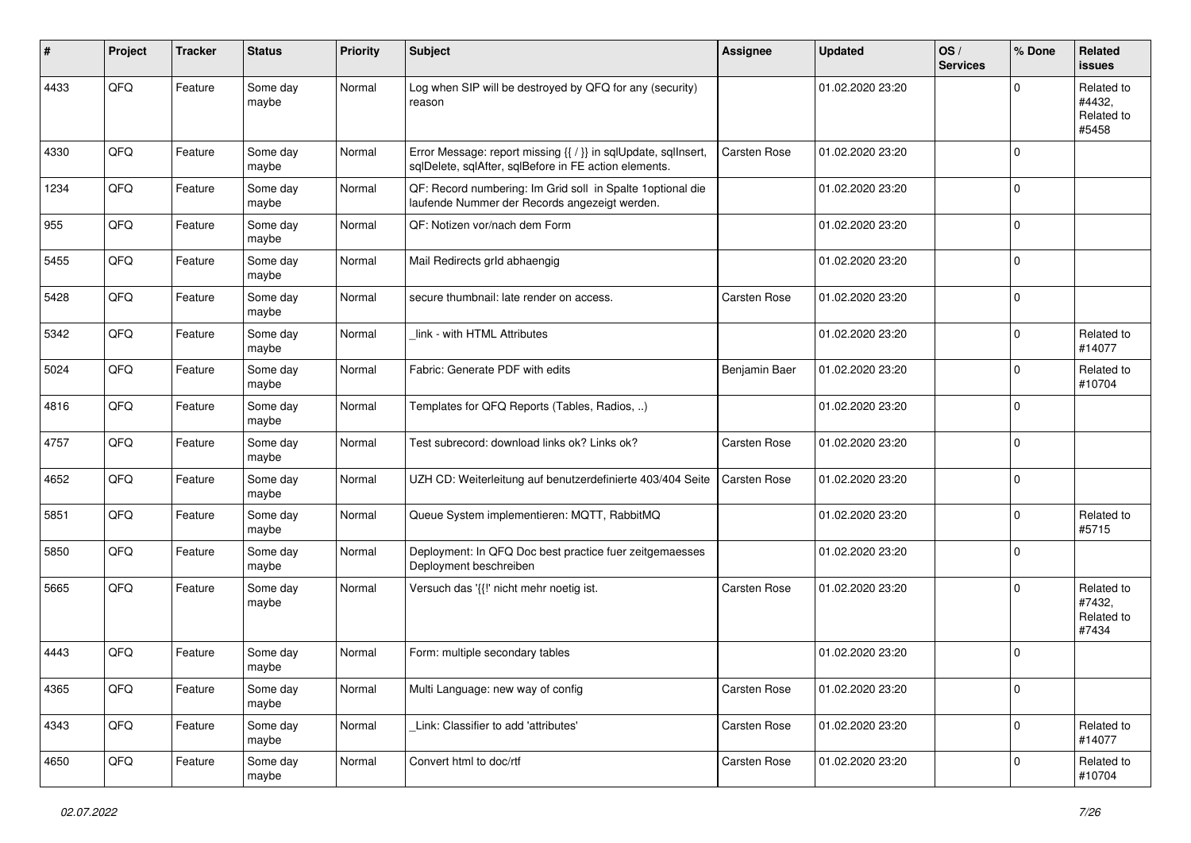| # | Project | Tracker | Status | Priority | Subject | Assignee | Updated | OS / Services | % Done | Related issues |
|---|---|---|---|---|---|---|---|---|---|---|
| 4433 | QFQ | Feature | Some day maybe | Normal | Log when SIP will be destroyed by QFQ for any (security) reason | | 01.02.2020 23:20 | | 0 | Related to #4432, Related to #5458 |
| 4330 | QFQ | Feature | Some day maybe | Normal | Error Message: report missing {{ / }} in sqlUpdate, sqlInsert, sqlDelete, sqlAfter, sqlBefore in FE action elements. | Carsten Rose | 01.02.2020 23:20 | | 0 | |
| 1234 | QFQ | Feature | Some day maybe | Normal | QF: Record numbering: Im Grid soll in Spalte 1optional die laufende Nummer der Records angezeigt werden. | | 01.02.2020 23:20 | | 0 | |
| 955 | QFQ | Feature | Some day maybe | Normal | QF: Notizen vor/nach dem Form | | 01.02.2020 23:20 | | 0 | |
| 5455 | QFQ | Feature | Some day maybe | Normal | Mail Redirects grId abhaengig | | 01.02.2020 23:20 | | 0 | |
| 5428 | QFQ | Feature | Some day maybe | Normal | secure thumbnail: late render on access. | Carsten Rose | 01.02.2020 23:20 | | 0 | |
| 5342 | QFQ | Feature | Some day maybe | Normal | _link - with HTML Attributes | | 01.02.2020 23:20 | | 0 | Related to #14077 |
| 5024 | QFQ | Feature | Some day maybe | Normal | Fabric: Generate PDF with edits | Benjamin Baer | 01.02.2020 23:20 | | 0 | Related to #10704 |
| 4816 | QFQ | Feature | Some day maybe | Normal | Templates for QFQ Reports (Tables, Radios, ..) | | 01.02.2020 23:20 | | 0 | |
| 4757 | QFQ | Feature | Some day maybe | Normal | Test subrecord: download links ok? Links ok? | Carsten Rose | 01.02.2020 23:20 | | 0 | |
| 4652 | QFQ | Feature | Some day maybe | Normal | UZH CD: Weiterleitung auf benutzerdefinierte 403/404 Seite | Carsten Rose | 01.02.2020 23:20 | | 0 | |
| 5851 | QFQ | Feature | Some day maybe | Normal | Queue System implementieren: MQTT, RabbitMQ | | 01.02.2020 23:20 | | 0 | Related to #5715 |
| 5850 | QFQ | Feature | Some day maybe | Normal | Deployment: In QFQ Doc best practice fuer zeitgemaesses Deployment beschreiben | | 01.02.2020 23:20 | | 0 | |
| 5665 | QFQ | Feature | Some day maybe | Normal | Versuch das '{{!' nicht mehr noetig ist. | Carsten Rose | 01.02.2020 23:20 | | 0 | Related to #7432, Related to #7434 |
| 4443 | QFQ | Feature | Some day maybe | Normal | Form: multiple secondary tables | | 01.02.2020 23:20 | | 0 | |
| 4365 | QFQ | Feature | Some day maybe | Normal | Multi Language: new way of config | Carsten Rose | 01.02.2020 23:20 | | 0 | |
| 4343 | QFQ | Feature | Some day maybe | Normal | _Link: Classifier to add 'attributes' | Carsten Rose | 01.02.2020 23:20 | | 0 | Related to #14077 |
| 4650 | QFQ | Feature | Some day maybe | Normal | Convert html to doc/rtf | Carsten Rose | 01.02.2020 23:20 | | 0 | Related to #10704 |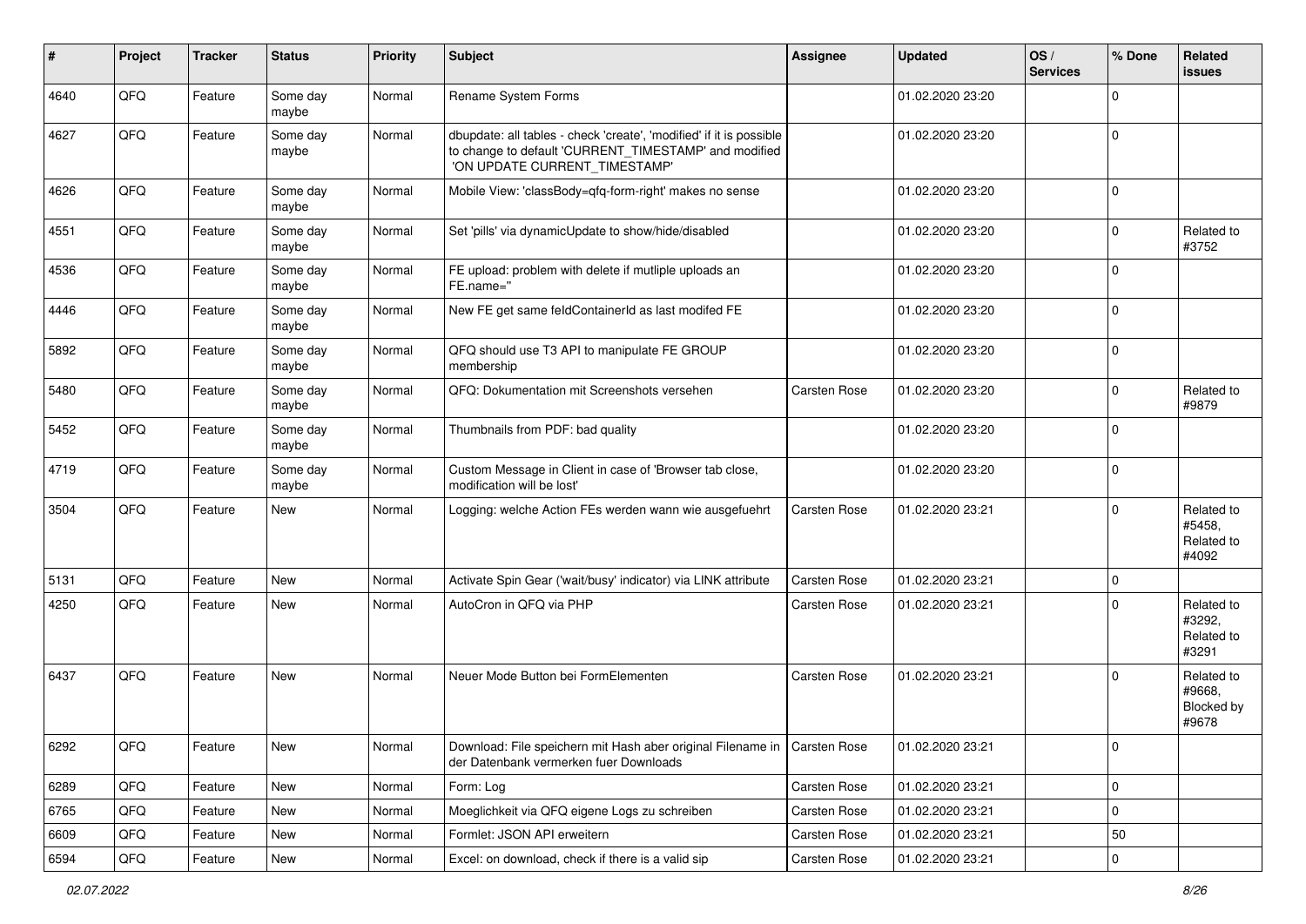| # | Project | Tracker | Status | Priority | Subject | Assignee | Updated | OS / Services | % Done | Related issues |
|---|---|---|---|---|---|---|---|---|---|---|
| 4640 | QFQ | Feature | Some day maybe | Normal | Rename System Forms | | 01.02.2020 23:20 | | 0 | |
| 4627 | QFQ | Feature | Some day maybe | Normal | dbupdate: all tables - check 'create', 'modified' if it is possible to change to default 'CURRENT_TIMESTAMP' and modified 'ON UPDATE CURRENT_TIMESTAMP' | | 01.02.2020 23:20 | | 0 | |
| 4626 | QFQ | Feature | Some day maybe | Normal | Mobile View: 'classBody=qfq-form-right' makes no sense | | 01.02.2020 23:20 | | 0 | |
| 4551 | QFQ | Feature | Some day maybe | Normal | Set 'pills' via dynamicUpdate to show/hide/disabled | | 01.02.2020 23:20 | | 0 | Related to #3752 |
| 4536 | QFQ | Feature | Some day maybe | Normal | FE upload: problem with delete if mutliple uploads an FE.name="" | | 01.02.2020 23:20 | | 0 | |
| 4446 | QFQ | Feature | Some day maybe | Normal | New FE get same feldContainerId as last modifed FE | | 01.02.2020 23:20 | | 0 | |
| 5892 | QFQ | Feature | Some day maybe | Normal | QFQ should use T3 API to manipulate FE GROUP membership | | 01.02.2020 23:20 | | 0 | |
| 5480 | QFQ | Feature | Some day maybe | Normal | QFQ: Dokumentation mit Screenshots versehen | Carsten Rose | 01.02.2020 23:20 | | 0 | Related to #9879 |
| 5452 | QFQ | Feature | Some day maybe | Normal | Thumbnails from PDF: bad quality | | 01.02.2020 23:20 | | 0 | |
| 4719 | QFQ | Feature | Some day maybe | Normal | Custom Message in Client in case of 'Browser tab close, modification will be lost' | | 01.02.2020 23:20 | | 0 | |
| 3504 | QFQ | Feature | New | Normal | Logging: welche Action FEs werden wann wie ausgefuehrt | Carsten Rose | 01.02.2020 23:21 | | 0 | Related to #5458, Related to #4092 |
| 5131 | QFQ | Feature | New | Normal | Activate Spin Gear ('wait/busy' indicator) via LINK attribute | Carsten Rose | 01.02.2020 23:21 | | 0 | |
| 4250 | QFQ | Feature | New | Normal | AutoCron in QFQ via PHP | Carsten Rose | 01.02.2020 23:21 | | 0 | Related to #3292, Related to #3291 |
| 6437 | QFQ | Feature | New | Normal | Neuer Mode Button bei FormElementen | Carsten Rose | 01.02.2020 23:21 | | 0 | Related to #9668, Blocked by #9678 |
| 6292 | QFQ | Feature | New | Normal | Download: File speichern mit Hash aber original Filename in der Datenbank vermerken fuer Downloads | Carsten Rose | 01.02.2020 23:21 | | 0 | |
| 6289 | QFQ | Feature | New | Normal | Form: Log | Carsten Rose | 01.02.2020 23:21 | | 0 | |
| 6765 | QFQ | Feature | New | Normal | Moeglichkeit via QFQ eigene Logs zu schreiben | Carsten Rose | 01.02.2020 23:21 | | 0 | |
| 6609 | QFQ | Feature | New | Normal | Formlet: JSON API erweitern | Carsten Rose | 01.02.2020 23:21 | | 50 | |
| 6594 | QFQ | Feature | New | Normal | Excel: on download, check if there is a valid sip | Carsten Rose | 01.02.2020 23:21 | | 0 | |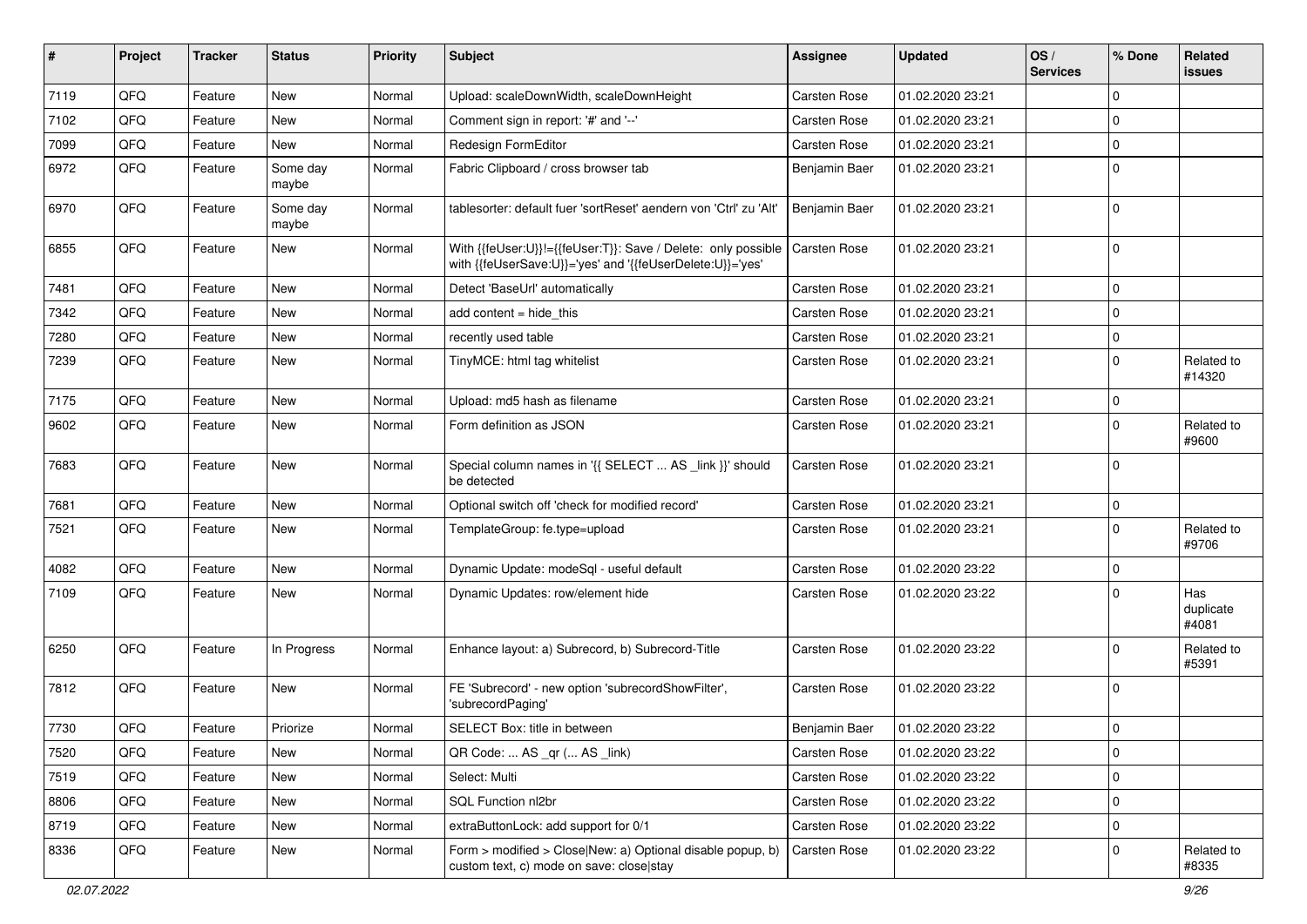| # | Project | Tracker | Status | Priority | Subject | Assignee | Updated | OS / Services | % Done | Related issues |
|---|---|---|---|---|---|---|---|---|---|---|
| 7119 | QFQ | Feature | New | Normal | Upload: scaleDownWidth, scaleDownHeight | Carsten Rose | 01.02.2020 23:21 | | 0 | |
| 7102 | QFQ | Feature | New | Normal | Comment sign in report: '#' and '--' | Carsten Rose | 01.02.2020 23:21 | | 0 | |
| 7099 | QFQ | Feature | New | Normal | Redesign FormEditor | Carsten Rose | 01.02.2020 23:21 | | 0 | |
| 6972 | QFQ | Feature | Some day maybe | Normal | Fabric Clipboard / cross browser tab | Benjamin Baer | 01.02.2020 23:21 | | 0 | |
| 6970 | QFQ | Feature | Some day maybe | Normal | tablesorter: default fuer 'sortReset' aendern von 'Ctrl' zu 'Alt' | Benjamin Baer | 01.02.2020 23:21 | | 0 | |
| 6855 | QFQ | Feature | New | Normal | With {{feUser:U}}!={{feUser:T}}: Save / Delete: only possible with {{feUserSave:U}}='yes' and '{{feUserDelete:U}}='yes' | Carsten Rose | 01.02.2020 23:21 | | 0 | |
| 7481 | QFQ | Feature | New | Normal | Detect 'BaseUrl' automatically | Carsten Rose | 01.02.2020 23:21 | | 0 | |
| 7342 | QFQ | Feature | New | Normal | add content = hide_this | Carsten Rose | 01.02.2020 23:21 | | 0 | |
| 7280 | QFQ | Feature | New | Normal | recently used table | Carsten Rose | 01.02.2020 23:21 | | 0 | |
| 7239 | QFQ | Feature | New | Normal | TinyMCE: html tag whitelist | Carsten Rose | 01.02.2020 23:21 | | 0 | Related to #14320 |
| 7175 | QFQ | Feature | New | Normal | Upload: md5 hash as filename | Carsten Rose | 01.02.2020 23:21 | | 0 | |
| 9602 | QFQ | Feature | New | Normal | Form definition as JSON | Carsten Rose | 01.02.2020 23:21 | | 0 | Related to #9600 |
| 7683 | QFQ | Feature | New | Normal | Special column names in '{{ SELECT ... AS _link }}' should be detected | Carsten Rose | 01.02.2020 23:21 | | 0 | |
| 7681 | QFQ | Feature | New | Normal | Optional switch off 'check for modified record' | Carsten Rose | 01.02.2020 23:21 | | 0 | |
| 7521 | QFQ | Feature | New | Normal | TemplateGroup: fe.type=upload | Carsten Rose | 01.02.2020 23:21 | | 0 | Related to #9706 |
| 4082 | QFQ | Feature | New | Normal | Dynamic Update: modeSql - useful default | Carsten Rose | 01.02.2020 23:22 | | 0 | |
| 7109 | QFQ | Feature | New | Normal | Dynamic Updates: row/element hide | Carsten Rose | 01.02.2020 23:22 | | 0 | Has duplicate #4081 |
| 6250 | QFQ | Feature | In Progress | Normal | Enhance layout: a) Subrecord, b) Subrecord-Title | Carsten Rose | 01.02.2020 23:22 | | 0 | Related to #5391 |
| 7812 | QFQ | Feature | New | Normal | FE 'Subrecord' - new option 'subrecordShowFilter', 'subrecordPaging' | Carsten Rose | 01.02.2020 23:22 | | 0 | |
| 7730 | QFQ | Feature | Priorize | Normal | SELECT Box: title in between | Benjamin Baer | 01.02.2020 23:22 | | 0 | |
| 7520 | QFQ | Feature | New | Normal | QR Code: ... AS _qr ( ... AS _link) | Carsten Rose | 01.02.2020 23:22 | | 0 | |
| 7519 | QFQ | Feature | New | Normal | Select: Multi | Carsten Rose | 01.02.2020 23:22 | | 0 | |
| 8806 | QFQ | Feature | New | Normal | SQL Function nl2br | Carsten Rose | 01.02.2020 23:22 | | 0 | |
| 8719 | QFQ | Feature | New | Normal | extraButtonLock: add support for 0/1 | Carsten Rose | 01.02.2020 23:22 | | 0 | |
| 8336 | QFQ | Feature | New | Normal | Form > modified > Close\|New: a) Optional disable popup, b) custom text, c) mode on save: close\|stay | Carsten Rose | 01.02.2020 23:22 | | 0 | Related to #8335 |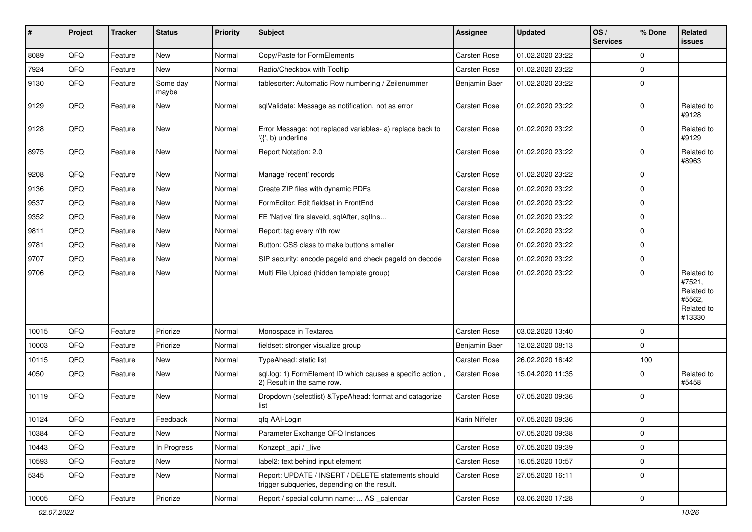| # | Project | Tracker | Status | Priority | Subject | Assignee | Updated | OS / Services | % Done | Related issues |
|---|---|---|---|---|---|---|---|---|---|---|
| 8089 | QFQ | Feature | New | Normal | Copy/Paste for FormElements | Carsten Rose | 01.02.2020 23:22 | | 0 | |
| 7924 | QFQ | Feature | New | Normal | Radio/Checkbox with Tooltip | Carsten Rose | 01.02.2020 23:22 | | 0 | |
| 9130 | QFQ | Feature | Some day maybe | Normal | tablesorter: Automatic Row numbering / Zeilenummer | Benjamin Baer | 01.02.2020 23:22 | | 0 | |
| 9129 | QFQ | Feature | New | Normal | sqlValidate: Message as notification, not as error | Carsten Rose | 01.02.2020 23:22 | | 0 | Related to #9128 |
| 9128 | QFQ | Feature | New | Normal | Error Message: not replaced variables- a) replace back to '{{', b) underline | Carsten Rose | 01.02.2020 23:22 | | 0 | Related to #9129 |
| 8975 | QFQ | Feature | New | Normal | Report Notation: 2.0 | Carsten Rose | 01.02.2020 23:22 | | 0 | Related to #8963 |
| 9208 | QFQ | Feature | New | Normal | Manage 'recent' records | Carsten Rose | 01.02.2020 23:22 | | 0 | |
| 9136 | QFQ | Feature | New | Normal | Create ZIP files with dynamic PDFs | Carsten Rose | 01.02.2020 23:22 | | 0 | |
| 9537 | QFQ | Feature | New | Normal | FormEditor: Edit fieldset in FrontEnd | Carsten Rose | 01.02.2020 23:22 | | 0 | |
| 9352 | QFQ | Feature | New | Normal | FE 'Native' fire slaveId, sqlAfter, sqlIns... | Carsten Rose | 01.02.2020 23:22 | | 0 | |
| 9811 | QFQ | Feature | New | Normal | Report: tag every n'th row | Carsten Rose | 01.02.2020 23:22 | | 0 | |
| 9781 | QFQ | Feature | New | Normal | Button: CSS class to make buttons smaller | Carsten Rose | 01.02.2020 23:22 | | 0 | |
| 9707 | QFQ | Feature | New | Normal | SIP security: encode pageId and check pageId on decode | Carsten Rose | 01.02.2020 23:22 | | 0 | |
| 9706 | QFQ | Feature | New | Normal | Multi File Upload (hidden template group) | Carsten Rose | 01.02.2020 23:22 | | 0 | Related to #7521, Related to #5562, Related to #13330 |
| 10015 | QFQ | Feature | Priorize | Normal | Monospace in Textarea | Carsten Rose | 03.02.2020 13:40 | | 0 | |
| 10003 | QFQ | Feature | Priorize | Normal | fieldset: stronger visualize group | Benjamin Baer | 12.02.2020 08:13 | | 0 | |
| 10115 | QFQ | Feature | New | Normal | TypeAhead: static list | Carsten Rose | 26.02.2020 16:42 | | 100 | |
| 4050 | QFQ | Feature | New | Normal | sql.log: 1) FormElement ID which causes a specific action , 2) Result in the same row. | Carsten Rose | 15.04.2020 11:35 | | 0 | Related to #5458 |
| 10119 | QFQ | Feature | New | Normal | Dropdown (selectlist) &TypeAhead: format and catagorize list | Carsten Rose | 07.05.2020 09:36 | | 0 | |
| 10124 | QFQ | Feature | Feedback | Normal | qfq AAI-Login | Karin Niffeler | 07.05.2020 09:36 | | 0 | |
| 10384 | QFQ | Feature | New | Normal | Parameter Exchange QFQ Instances | | 07.05.2020 09:38 | | 0 | |
| 10443 | QFQ | Feature | In Progress | Normal | Konzept _api / _live | Carsten Rose | 07.05.2020 09:39 | | 0 | |
| 10593 | QFQ | Feature | New | Normal | label2: text behind input element | Carsten Rose | 16.05.2020 10:57 | | 0 | |
| 5345 | QFQ | Feature | New | Normal | Report: UPDATE / INSERT / DELETE statements should trigger subqueries, depending on the result. | Carsten Rose | 27.05.2020 16:11 | | 0 | |
| 10005 | QFQ | Feature | Priorize | Normal | Report / special column name: ... AS _calendar | Carsten Rose | 03.06.2020 17:28 | | 0 | |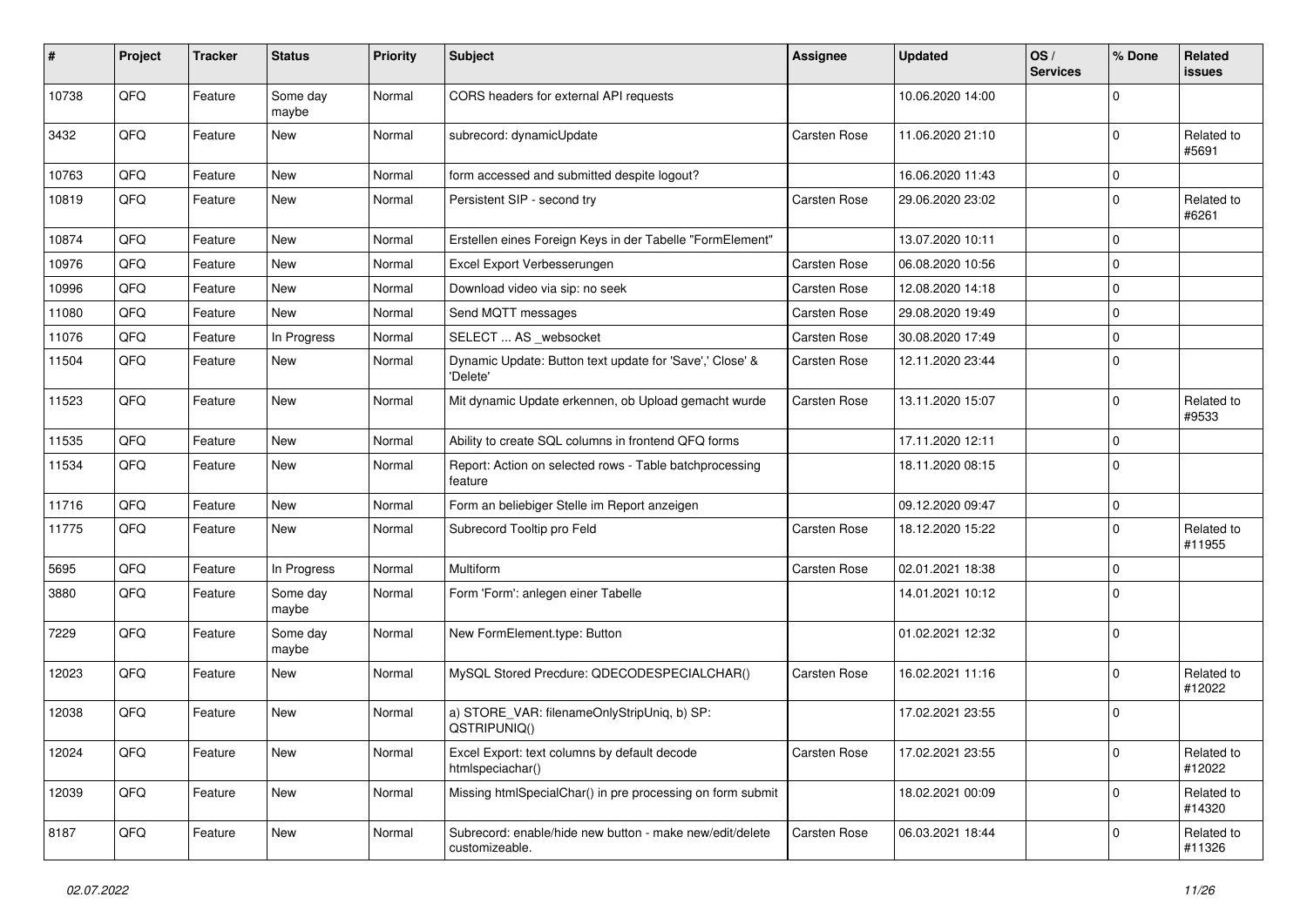| # | Project | Tracker | Status | Priority | Subject | Assignee | Updated | OS / Services | % Done | Related issues |
|---|---|---|---|---|---|---|---|---|---|---|
| 10738 | QFQ | Feature | Some day maybe | Normal | CORS headers for external API requests | | 10.06.2020 14:00 | | 0 | |
| 3432 | QFQ | Feature | New | Normal | subrecord: dynamicUpdate | Carsten Rose | 11.06.2020 21:10 | | 0 | Related to #5691 |
| 10763 | QFQ | Feature | New | Normal | form accessed and submitted despite logout? | | 16.06.2020 11:43 | | 0 | |
| 10819 | QFQ | Feature | New | Normal | Persistent SIP - second try | Carsten Rose | 29.06.2020 23:02 | | 0 | Related to #6261 |
| 10874 | QFQ | Feature | New | Normal | Erstellen eines Foreign Keys in der Tabelle "FormElement" | | 13.07.2020 10:11 | | 0 | |
| 10976 | QFQ | Feature | New | Normal | Excel Export Verbesserungen | Carsten Rose | 06.08.2020 10:56 | | 0 | |
| 10996 | QFQ | Feature | New | Normal | Download video via sip: no seek | Carsten Rose | 12.08.2020 14:18 | | 0 | |
| 11080 | QFQ | Feature | New | Normal | Send MQTT messages | Carsten Rose | 29.08.2020 19:49 | | 0 | |
| 11076 | QFQ | Feature | In Progress | Normal | SELECT ... AS _websocket | Carsten Rose | 30.08.2020 17:49 | | 0 | |
| 11504 | QFQ | Feature | New | Normal | Dynamic Update: Button text update for 'Save',' Close' & 'Delete' | Carsten Rose | 12.11.2020 23:44 | | 0 | |
| 11523 | QFQ | Feature | New | Normal | Mit dynamic Update erkennen, ob Upload gemacht wurde | Carsten Rose | 13.11.2020 15:07 | | 0 | Related to #9533 |
| 11535 | QFQ | Feature | New | Normal | Ability to create SQL columns in frontend QFQ forms | | 17.11.2020 12:11 | | 0 | |
| 11534 | QFQ | Feature | New | Normal | Report: Action on selected rows - Table batchprocessing feature | | 18.11.2020 08:15 | | 0 | |
| 11716 | QFQ | Feature | New | Normal | Form an beliebiger Stelle im Report anzeigen | | 09.12.2020 09:47 | | 0 | |
| 11775 | QFQ | Feature | New | Normal | Subrecord Tooltip pro Feld | Carsten Rose | 18.12.2020 15:22 | | 0 | Related to #11955 |
| 5695 | QFQ | Feature | In Progress | Normal | Multiform | Carsten Rose | 02.01.2021 18:38 | | 0 | |
| 3880 | QFQ | Feature | Some day maybe | Normal | Form 'Form': anlegen einer Tabelle | | 14.01.2021 10:12 | | 0 | |
| 7229 | QFQ | Feature | Some day maybe | Normal | New FormElement.type: Button | | 01.02.2021 12:32 | | 0 | |
| 12023 | QFQ | Feature | New | Normal | MySQL Stored Precdure: QDECODESPECIALCHAR() | Carsten Rose | 16.02.2021 11:16 | | 0 | Related to #12022 |
| 12038 | QFQ | Feature | New | Normal | a) STORE_VAR: filenameOnlyStripUniq, b) SP: QSTRIPUNIQ() | | 17.02.2021 23:55 | | 0 | |
| 12024 | QFQ | Feature | New | Normal | Excel Export: text columns by default decode htmlspeciachar() | Carsten Rose | 17.02.2021 23:55 | | 0 | Related to #12022 |
| 12039 | QFQ | Feature | New | Normal | Missing htmlSpecialChar() in pre processing on form submit | | 18.02.2021 00:09 | | 0 | Related to #14320 |
| 8187 | QFQ | Feature | New | Normal | Subrecord: enable/hide new button - make new/edit/delete customizeable. | Carsten Rose | 06.03.2021 18:44 | | 0 | Related to #11326 |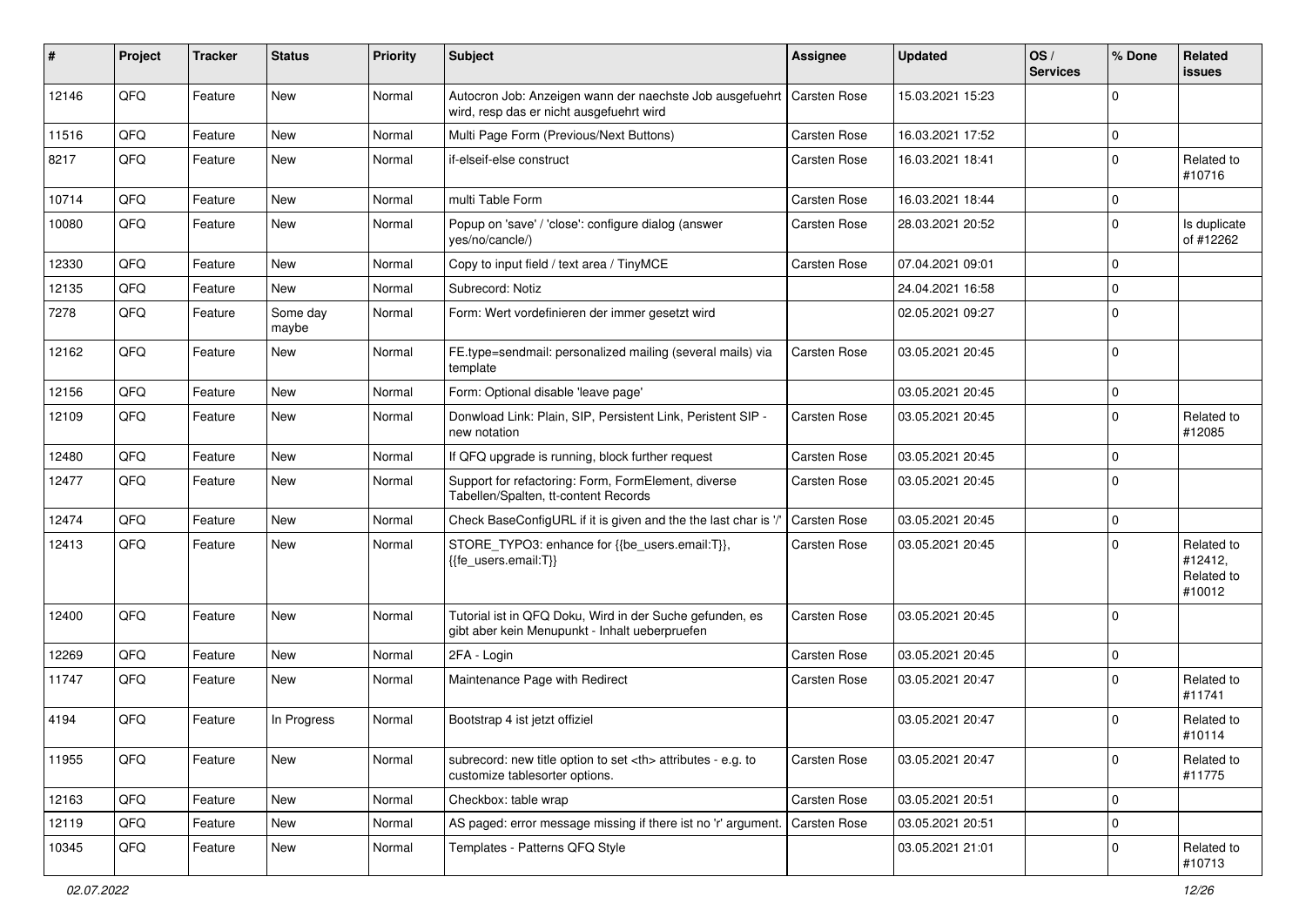| # | Project | Tracker | Status | Priority | Subject | Assignee | Updated | OS / Services | % Done | Related issues |
|---|---|---|---|---|---|---|---|---|---|---|
| 12146 | QFQ | Feature | New | Normal | Autocron Job: Anzeigen wann der naechste Job ausgefuehrt wird, resp das er nicht ausgefuehrt wird | Carsten Rose | 15.03.2021 15:23 | | 0 | |
| 11516 | QFQ | Feature | New | Normal | Multi Page Form (Previous/Next Buttons) | Carsten Rose | 16.03.2021 17:52 | | 0 | |
| 8217 | QFQ | Feature | New | Normal | if-elseif-else construct | Carsten Rose | 16.03.2021 18:41 | | 0 | Related to #10716 |
| 10714 | QFQ | Feature | New | Normal | multi Table Form | Carsten Rose | 16.03.2021 18:44 | | 0 | |
| 10080 | QFQ | Feature | New | Normal | Popup on 'save' / 'close': configure dialog (answer yes/no/cancle/) | Carsten Rose | 28.03.2021 20:52 | | 0 | Is duplicate of #12262 |
| 12330 | QFQ | Feature | New | Normal | Copy to input field / text area / TinyMCE | Carsten Rose | 07.04.2021 09:01 | | 0 | |
| 12135 | QFQ | Feature | New | Normal | Subrecord: Notiz | | 24.04.2021 16:58 | | 0 | |
| 7278 | QFQ | Feature | Some day maybe | Normal | Form: Wert vordefinieren der immer gesetzt wird | | 02.05.2021 09:27 | | 0 | |
| 12162 | QFQ | Feature | New | Normal | FE.type=sendmail: personalized mailing (several mails) via template | Carsten Rose | 03.05.2021 20:45 | | 0 | |
| 12156 | QFQ | Feature | New | Normal | Form: Optional disable 'leave page' | | 03.05.2021 20:45 | | 0 | |
| 12109 | QFQ | Feature | New | Normal | Donwload Link: Plain, SIP, Persistent Link, Peristent SIP - new notation | Carsten Rose | 03.05.2021 20:45 | | 0 | Related to #12085 |
| 12480 | QFQ | Feature | New | Normal | If QFQ upgrade is running, block further request | Carsten Rose | 03.05.2021 20:45 | | 0 | |
| 12477 | QFQ | Feature | New | Normal | Support for refactoring: Form, FormElement, diverse Tabellen/Spalten, tt-content Records | Carsten Rose | 03.05.2021 20:45 | | 0 | |
| 12474 | QFQ | Feature | New | Normal | Check BaseConfigURL if it is given and the the last char is '/' | Carsten Rose | 03.05.2021 20:45 | | 0 | |
| 12413 | QFQ | Feature | New | Normal | STORE_TYPO3: enhance for {{be_users.email:T}}, {{fe_users.email:T}} | Carsten Rose | 03.05.2021 20:45 | | 0 | Related to #12412, Related to #10012 |
| 12400 | QFQ | Feature | New | Normal | Tutorial ist in QFQ Doku, Wird in der Suche gefunden, es gibt aber kein Menupunkt - Inhalt ueberpruefen | Carsten Rose | 03.05.2021 20:45 | | 0 | |
| 12269 | QFQ | Feature | New | Normal | 2FA - Login | Carsten Rose | 03.05.2021 20:45 | | 0 | |
| 11747 | QFQ | Feature | New | Normal | Maintenance Page with Redirect | Carsten Rose | 03.05.2021 20:47 | | 0 | Related to #11741 |
| 4194 | QFQ | Feature | In Progress | Normal | Bootstrap 4 ist jetzt offiziel | | 03.05.2021 20:47 | | 0 | Related to #10114 |
| 11955 | QFQ | Feature | New | Normal | subrecord: new title option to set <th> attributes - e.g. to customize tablesorter options. | Carsten Rose | 03.05.2021 20:47 | | 0 | Related to #11775 |
| 12163 | QFQ | Feature | New | Normal | Checkbox: table wrap | Carsten Rose | 03.05.2021 20:51 | | 0 | |
| 12119 | QFQ | Feature | New | Normal | AS paged: error message missing if there ist no 'r' argument. | Carsten Rose | 03.05.2021 20:51 | | 0 | |
| 10345 | QFQ | Feature | New | Normal | Templates - Patterns QFQ Style | | 03.05.2021 21:01 | | 0 | Related to #10713 |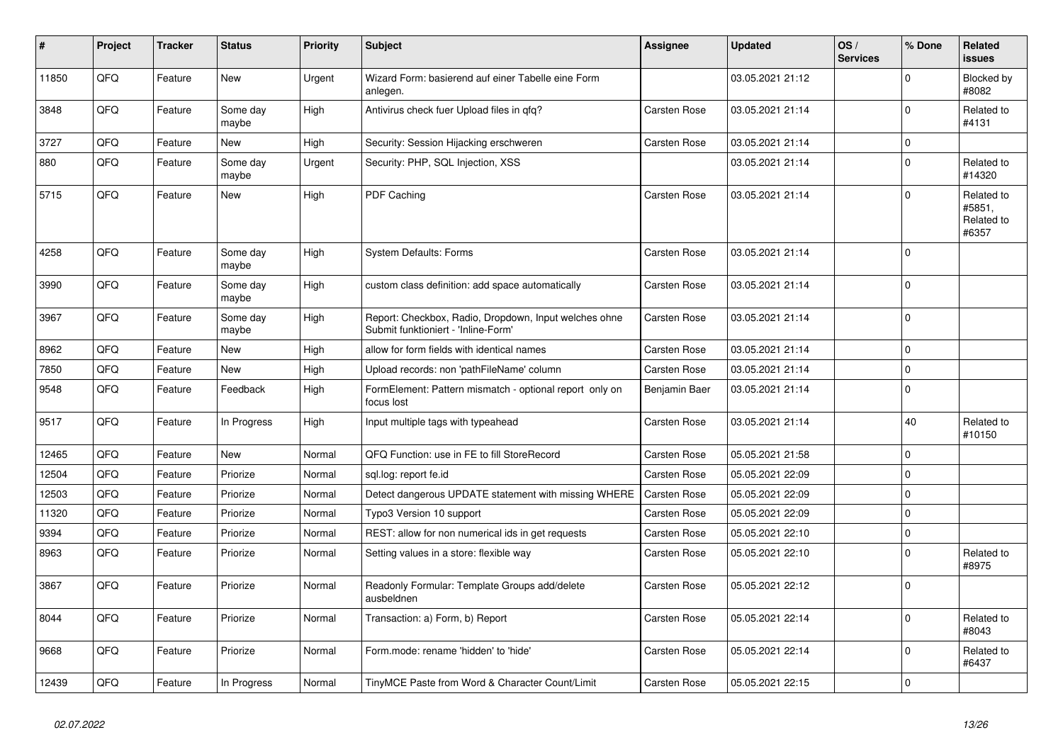| # | Project | Tracker | Status | Priority | Subject | Assignee | Updated | OS / Services | % Done | Related issues |
|---|---|---|---|---|---|---|---|---|---|---|
| 11850 | QFQ | Feature | New | Urgent | Wizard Form: basierend auf einer Tabelle eine Form anlegen. | | 03.05.2021 21:12 | | 0 | Blocked by #8082 |
| 3848 | QFQ | Feature | Some day maybe | High | Antivirus check fuer Upload files in qfq? | Carsten Rose | 03.05.2021 21:14 | | 0 | Related to #4131 |
| 3727 | QFQ | Feature | New | High | Security: Session Hijacking erschweren | Carsten Rose | 03.05.2021 21:14 | | 0 | |
| 880 | QFQ | Feature | Some day maybe | Urgent | Security: PHP, SQL Injection, XSS | | 03.05.2021 21:14 | | 0 | Related to #14320 |
| 5715 | QFQ | Feature | New | High | PDF Caching | Carsten Rose | 03.05.2021 21:14 | | 0 | Related to #5851, Related to #6357 |
| 4258 | QFQ | Feature | Some day maybe | High | System Defaults: Forms | Carsten Rose | 03.05.2021 21:14 | | 0 | |
| 3990 | QFQ | Feature | Some day maybe | High | custom class definition: add space automatically | Carsten Rose | 03.05.2021 21:14 | | 0 | |
| 3967 | QFQ | Feature | Some day maybe | High | Report: Checkbox, Radio, Dropdown, Input welches ohne Submit funktioniert - 'Inline-Form' | Carsten Rose | 03.05.2021 21:14 | | 0 | |
| 8962 | QFQ | Feature | New | High | allow for form fields with identical names | Carsten Rose | 03.05.2021 21:14 | | 0 | |
| 7850 | QFQ | Feature | New | High | Upload records: non 'pathFileName' column | Carsten Rose | 03.05.2021 21:14 | | 0 | |
| 9548 | QFQ | Feature | Feedback | High | FormElement: Pattern mismatch - optional report only on focus lost | Benjamin Baer | 03.05.2021 21:14 | | 0 | |
| 9517 | QFQ | Feature | In Progress | High | Input multiple tags with typeahead | Carsten Rose | 03.05.2021 21:14 | | 40 | Related to #10150 |
| 12465 | QFQ | Feature | New | Normal | QFQ Function: use in FE to fill StoreRecord | Carsten Rose | 05.05.2021 21:58 | | 0 | |
| 12504 | QFQ | Feature | Priorize | Normal | sql.log: report fe.id | Carsten Rose | 05.05.2021 22:09 | | 0 | |
| 12503 | QFQ | Feature | Priorize | Normal | Detect dangerous UPDATE statement with missing WHERE | Carsten Rose | 05.05.2021 22:09 | | 0 | |
| 11320 | QFQ | Feature | Priorize | Normal | Typo3 Version 10 support | Carsten Rose | 05.05.2021 22:09 | | 0 | |
| 9394 | QFQ | Feature | Priorize | Normal | REST: allow for non numerical ids in get requests | Carsten Rose | 05.05.2021 22:10 | | 0 | |
| 8963 | QFQ | Feature | Priorize | Normal | Setting values in a store: flexible way | Carsten Rose | 05.05.2021 22:10 | | 0 | Related to #8975 |
| 3867 | QFQ | Feature | Priorize | Normal | Readonly Formular: Template Groups add/delete ausbeldnen | Carsten Rose | 05.05.2021 22:12 | | 0 | |
| 8044 | QFQ | Feature | Priorize | Normal | Transaction: a) Form, b) Report | Carsten Rose | 05.05.2021 22:14 | | 0 | Related to #8043 |
| 9668 | QFQ | Feature | Priorize | Normal | Form.mode: rename 'hidden' to 'hide' | Carsten Rose | 05.05.2021 22:14 | | 0 | Related to #6437 |
| 12439 | QFQ | Feature | In Progress | Normal | TinyMCE Paste from Word & Character Count/Limit | Carsten Rose | 05.05.2021 22:15 | | 0 | |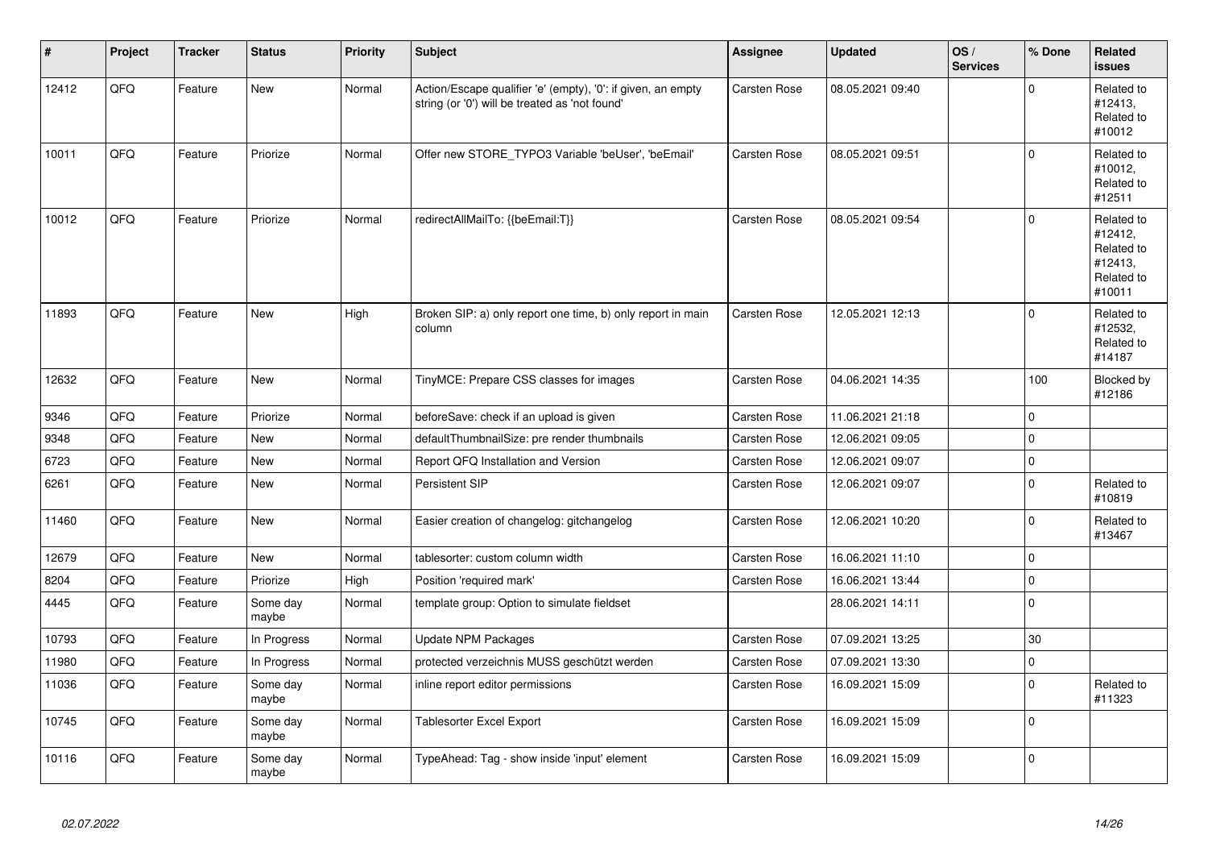| # | Project | Tracker | Status | Priority | Subject | Assignee | Updated | OS / Services | % Done | Related issues |
|---|---|---|---|---|---|---|---|---|---|---|
| 12412 | QFQ | Feature | New | Normal | Action/Escape qualifier 'e' (empty), '0': if given, an empty string (or '0') will be treated as 'not found' | Carsten Rose | 08.05.2021 09:40 | | 0 | Related to #12413, Related to #10012 |
| 10011 | QFQ | Feature | Priorize | Normal | Offer new STORE_TYPO3 Variable 'beUser', 'beEmail' | Carsten Rose | 08.05.2021 09:51 | | 0 | Related to #10012, Related to #12511 |
| 10012 | QFQ | Feature | Priorize | Normal | redirectAllMailTo: {{beEmail:T}} | Carsten Rose | 08.05.2021 09:54 | | 0 | Related to #12412, Related to #12413, Related to #10011 |
| 11893 | QFQ | Feature | New | High | Broken SIP: a) only report one time, b) only report in main column | Carsten Rose | 12.05.2021 12:13 | | 0 | Related to #12532, Related to #14187 |
| 12632 | QFQ | Feature | New | Normal | TinyMCE: Prepare CSS classes for images | Carsten Rose | 04.06.2021 14:35 | | 100 | Blocked by #12186 |
| 9346 | QFQ | Feature | Priorize | Normal | beforeSave: check if an upload is given | Carsten Rose | 11.06.2021 21:18 | | 0 | |
| 9348 | QFQ | Feature | New | Normal | defaultThumbnailSize: pre render thumbnails | Carsten Rose | 12.06.2021 09:05 | | 0 | |
| 6723 | QFQ | Feature | New | Normal | Report QFQ Installation and Version | Carsten Rose | 12.06.2021 09:07 | | 0 | |
| 6261 | QFQ | Feature | New | Normal | Persistent SIP | Carsten Rose | 12.06.2021 09:07 | | 0 | Related to #10819 |
| 11460 | QFQ | Feature | New | Normal | Easier creation of changelog: gitchangelog | Carsten Rose | 12.06.2021 10:20 | | 0 | Related to #13467 |
| 12679 | QFQ | Feature | New | Normal | tablesorter: custom column width | Carsten Rose | 16.06.2021 11:10 | | 0 | |
| 8204 | QFQ | Feature | Priorize | High | Position 'required mark' | Carsten Rose | 16.06.2021 13:44 | | 0 | |
| 4445 | QFQ | Feature | Some day maybe | Normal | template group: Option to simulate fieldset | | 28.06.2021 14:11 | | 0 | |
| 10793 | QFQ | Feature | In Progress | Normal | Update NPM Packages | Carsten Rose | 07.09.2021 13:25 | | 30 | |
| 11980 | QFQ | Feature | In Progress | Normal | protected verzeichnis MUSS geschützt werden | Carsten Rose | 07.09.2021 13:30 | | 0 | |
| 11036 | QFQ | Feature | Some day maybe | Normal | inline report editor permissions | Carsten Rose | 16.09.2021 15:09 | | 0 | Related to #11323 |
| 10745 | QFQ | Feature | Some day maybe | Normal | Tablesorter Excel Export | Carsten Rose | 16.09.2021 15:09 | | 0 | |
| 10116 | QFQ | Feature | Some day maybe | Normal | TypeAhead: Tag - show inside 'input' element | Carsten Rose | 16.09.2021 15:09 | | 0 | |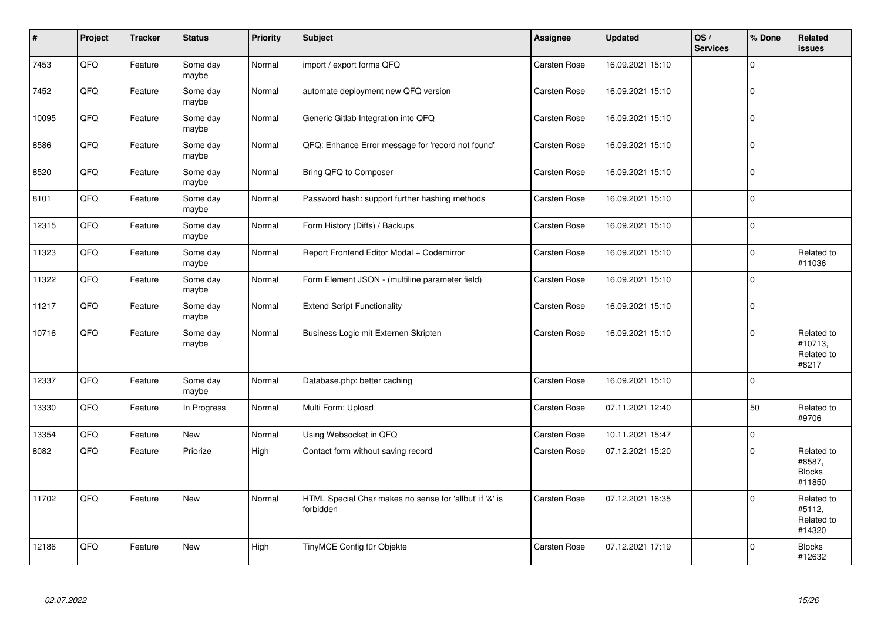| # | Project | Tracker | Status | Priority | Subject | Assignee | Updated | OS / Services | % Done | Related issues |
|---|---|---|---|---|---|---|---|---|---|---|
| 7453 | QFQ | Feature | Some day maybe | Normal | import / export forms QFQ | Carsten Rose | 16.09.2021 15:10 | | 0 | |
| 7452 | QFQ | Feature | Some day maybe | Normal | automate deployment new QFQ version | Carsten Rose | 16.09.2021 15:10 | | 0 | |
| 10095 | QFQ | Feature | Some day maybe | Normal | Generic Gitlab Integration into QFQ | Carsten Rose | 16.09.2021 15:10 | | 0 | |
| 8586 | QFQ | Feature | Some day maybe | Normal | QFQ: Enhance Error message for 'record not found' | Carsten Rose | 16.09.2021 15:10 | | 0 | |
| 8520 | QFQ | Feature | Some day maybe | Normal | Bring QFQ to Composer | Carsten Rose | 16.09.2021 15:10 | | 0 | |
| 8101 | QFQ | Feature | Some day maybe | Normal | Password hash: support further hashing methods | Carsten Rose | 16.09.2021 15:10 | | 0 | |
| 12315 | QFQ | Feature | Some day maybe | Normal | Form History (Diffs) / Backups | Carsten Rose | 16.09.2021 15:10 | | 0 | |
| 11323 | QFQ | Feature | Some day maybe | Normal | Report Frontend Editor Modal + Codemirror | Carsten Rose | 16.09.2021 15:10 | | 0 | Related to #11036 |
| 11322 | QFQ | Feature | Some day maybe | Normal | Form Element JSON - (multiline parameter field) | Carsten Rose | 16.09.2021 15:10 | | 0 | |
| 11217 | QFQ | Feature | Some day maybe | Normal | Extend Script Functionality | Carsten Rose | 16.09.2021 15:10 | | 0 | |
| 10716 | QFQ | Feature | Some day maybe | Normal | Business Logic mit Externen Skripten | Carsten Rose | 16.09.2021 15:10 | | 0 | Related to #10713, Related to #8217 |
| 12337 | QFQ | Feature | Some day maybe | Normal | Database.php: better caching | Carsten Rose | 16.09.2021 15:10 | | 0 | |
| 13330 | QFQ | Feature | In Progress | Normal | Multi Form: Upload | Carsten Rose | 07.11.2021 12:40 | | 50 | Related to #9706 |
| 13354 | QFQ | Feature | New | Normal | Using Websocket in QFQ | Carsten Rose | 10.11.2021 15:47 | | 0 | |
| 8082 | QFQ | Feature | Priorize | High | Contact form without saving record | Carsten Rose | 07.12.2021 15:20 | | 0 | Related to #8587, Blocks #11850 |
| 11702 | QFQ | Feature | New | Normal | HTML Special Char makes no sense for 'allbut' if '&' is forbidden | Carsten Rose | 07.12.2021 16:35 | | 0 | Related to #5112, Related to #14320 |
| 12186 | QFQ | Feature | New | High | TinyMCE Config für Objekte | Carsten Rose | 07.12.2021 17:19 | | 0 | Blocks #12632 |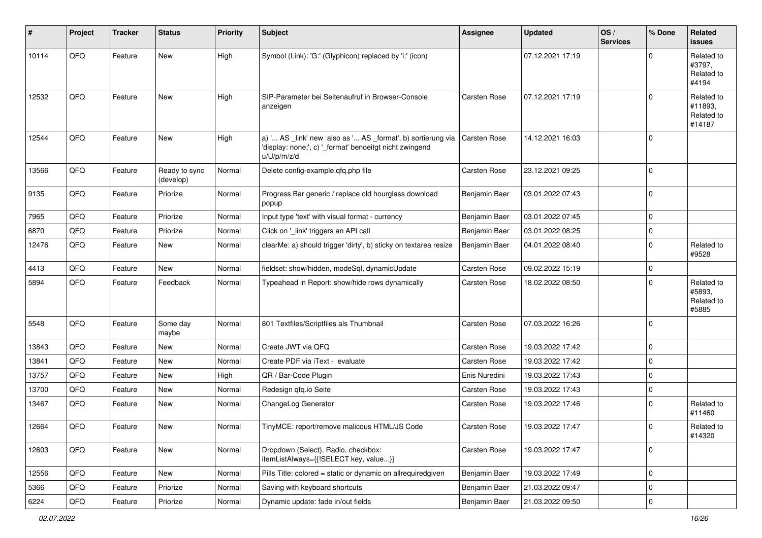| # | Project | Tracker | Status | Priority | Subject | Assignee | Updated | OS / Services | % Done | Related issues |
|---|---|---|---|---|---|---|---|---|---|---|
| 10114 | QFQ | Feature | New | High | Symbol (Link): 'G:' (Glyphicon) replaced by 'i:' (icon) | | 07.12.2021 17:19 | | 0 | Related to #3797, Related to #4194 |
| 12532 | QFQ | Feature | New | High | SIP-Parameter bei Seitenaufruf in Browser-Console anzeigen | Carsten Rose | 07.12.2021 17:19 | | 0 | Related to #11893, Related to #14187 |
| 12544 | QFQ | Feature | New | High | a) '... AS _link' new also as '... AS _format', b) sortierung via 'display: none;', c) '_format' benoeitgt nicht zwingend u/U/p/m/z/d | Carsten Rose | 14.12.2021 16:03 | | 0 | |
| 13566 | QFQ | Feature | Ready to sync (develop) | Normal | Delete config-example.qfq.php file | Carsten Rose | 23.12.2021 09:25 | | 0 | |
| 9135 | QFQ | Feature | Priorize | Normal | Progress Bar generic / replace old hourglass download popup | Benjamin Baer | 03.01.2022 07:43 | | 0 | |
| 7965 | QFQ | Feature | Priorize | Normal | Input type 'text' with visual format - currency | Benjamin Baer | 03.01.2022 07:45 | | 0 | |
| 6870 | QFQ | Feature | Priorize | Normal | Click on '_link' triggers an API call | Benjamin Baer | 03.01.2022 08:25 | | 0 | |
| 12476 | QFQ | Feature | New | Normal | clearMe: a) should trigger 'dirty', b) sticky on textarea resize | Benjamin Baer | 04.01.2022 08:40 | | 0 | Related to #9528 |
| 4413 | QFQ | Feature | New | Normal | fieldset: show/hidden, modeSql, dynamicUpdate | Carsten Rose | 09.02.2022 15:19 | | 0 | |
| 5894 | QFQ | Feature | Feedback | Normal | Typeahead in Report: show/hide rows dynamically | Carsten Rose | 18.02.2022 08:50 | | 0 | Related to #5893, Related to #5885 |
| 5548 | QFQ | Feature | Some day maybe | Normal | 801 Textfiles/Scriptfiles als Thumbnail | Carsten Rose | 07.03.2022 16:26 | | 0 | |
| 13843 | QFQ | Feature | New | Normal | Create JWT via QFQ | Carsten Rose | 19.03.2022 17:42 | | 0 | |
| 13841 | QFQ | Feature | New | Normal | Create PDF via iText - evaluate | Carsten Rose | 19.03.2022 17:42 | | 0 | |
| 13757 | QFQ | Feature | New | High | QR / Bar-Code Plugin | Enis Nuredini | 19.03.2022 17:43 | | 0 | |
| 13700 | QFQ | Feature | New | Normal | Redesign qfq.io Seite | Carsten Rose | 19.03.2022 17:43 | | 0 | |
| 13467 | QFQ | Feature | New | Normal | ChangeLog Generator | Carsten Rose | 19.03.2022 17:46 | | 0 | Related to #11460 |
| 12664 | QFQ | Feature | New | Normal | TinyMCE: report/remove malicous HTML/JS Code | Carsten Rose | 19.03.2022 17:47 | | 0 | Related to #14320 |
| 12603 | QFQ | Feature | New | Normal | Dropdown (Select), Radio, checkbox: itemListAlways={{!SELECT key, value...}} | Carsten Rose | 19.03.2022 17:47 | | 0 | |
| 12556 | QFQ | Feature | New | Normal | Pills Title: colored = static or dynamic on allrequiredgiven | Benjamin Baer | 19.03.2022 17:49 | | 0 | |
| 5366 | QFQ | Feature | Priorize | Normal | Saving with keyboard shortcuts | Benjamin Baer | 21.03.2022 09:47 | | 0 | |
| 6224 | QFQ | Feature | Priorize | Normal | Dynamic update: fade in/out fields | Benjamin Baer | 21.03.2022 09:50 | | 0 | |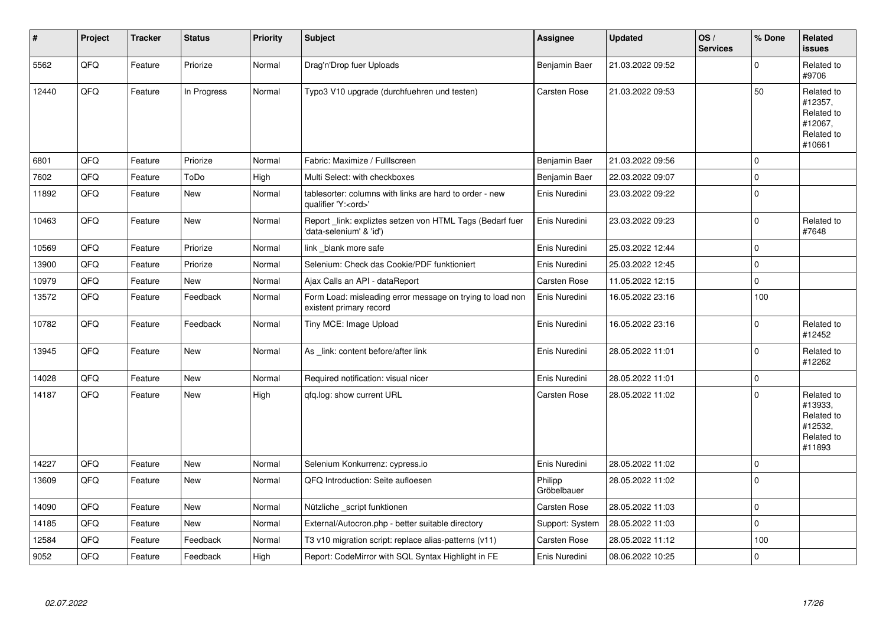| # | Project | Tracker | Status | Priority | Subject | Assignee | Updated | OS / Services | % Done | Related issues |
|---|---|---|---|---|---|---|---|---|---|---|
| 5562 | QFQ | Feature | Priorize | Normal | Drag'n'Drop fuer Uploads | Benjamin Baer | 21.03.2022 09:52 | | 0 | Related to #9706 |
| 12440 | QFQ | Feature | In Progress | Normal | Typo3 V10 upgrade (durchfuehren und testen) | Carsten Rose | 21.03.2022 09:53 | | 50 | Related to #12357, Related to #12067, Related to #10661 |
| 6801 | QFQ | Feature | Priorize | Normal | Fabric: Maximize / Fulllscreen | Benjamin Baer | 21.03.2022 09:56 | | 0 | |
| 7602 | QFQ | Feature | ToDo | High | Multi Select: with checkboxes | Benjamin Baer | 22.03.2022 09:07 | | 0 | |
| 11892 | QFQ | Feature | New | Normal | tablesorter: columns with links are hard to order - new qualifier 'Y:<ord>' | Enis Nuredini | 23.03.2022 09:22 | | 0 | |
| 10463 | QFQ | Feature | New | Normal | Report _link: expliztes setzen von HTML Tags (Bedarf fuer 'data-selenium' & 'id') | Enis Nuredini | 23.03.2022 09:23 | | 0 | Related to #7648 |
| 10569 | QFQ | Feature | Priorize | Normal | link _blank more safe | Enis Nuredini | 25.03.2022 12:44 | | 0 | |
| 13900 | QFQ | Feature | Priorize | Normal | Selenium: Check das Cookie/PDF funktioniert | Enis Nuredini | 25.03.2022 12:45 | | 0 | |
| 10979 | QFQ | Feature | New | Normal | Ajax Calls an API - dataReport | Carsten Rose | 11.05.2022 12:15 | | 0 | |
| 13572 | QFQ | Feature | Feedback | Normal | Form Load: misleading error message on trying to load non existent primary record | Enis Nuredini | 16.05.2022 23:16 | | 100 | |
| 10782 | QFQ | Feature | Feedback | Normal | Tiny MCE: Image Upload | Enis Nuredini | 16.05.2022 23:16 | | 0 | Related to #12452 |
| 13945 | QFQ | Feature | New | Normal | As _link: content before/after link | Enis Nuredini | 28.05.2022 11:01 | | 0 | Related to #12262 |
| 14028 | QFQ | Feature | New | Normal | Required notification: visual nicer | Enis Nuredini | 28.05.2022 11:01 | | 0 | |
| 14187 | QFQ | Feature | New | High | qfq.log: show current URL | Carsten Rose | 28.05.2022 11:02 | | 0 | Related to #13933, Related to #12532, Related to #11893 |
| 14227 | QFQ | Feature | New | Normal | Selenium Konkurrenz: cypress.io | Enis Nuredini | 28.05.2022 11:02 | | 0 | |
| 13609 | QFQ | Feature | New | Normal | QFQ Introduction: Seite aufloesen | Philipp Gröbelbauer | 28.05.2022 11:02 | | 0 | |
| 14090 | QFQ | Feature | New | Normal | Nützliche _script funktionen | Carsten Rose | 28.05.2022 11:03 | | 0 | |
| 14185 | QFQ | Feature | New | Normal | External/Autocron.php - better suitable directory | Support: System | 28.05.2022 11:03 | | 0 | |
| 12584 | QFQ | Feature | Feedback | Normal | T3 v10 migration script: replace alias-patterns (v11) | Carsten Rose | 28.05.2022 11:12 | | 100 | |
| 9052 | QFQ | Feature | Feedback | High | Report: CodeMirror with SQL Syntax Highlight in FE | Enis Nuredini | 08.06.2022 10:25 | | 0 | |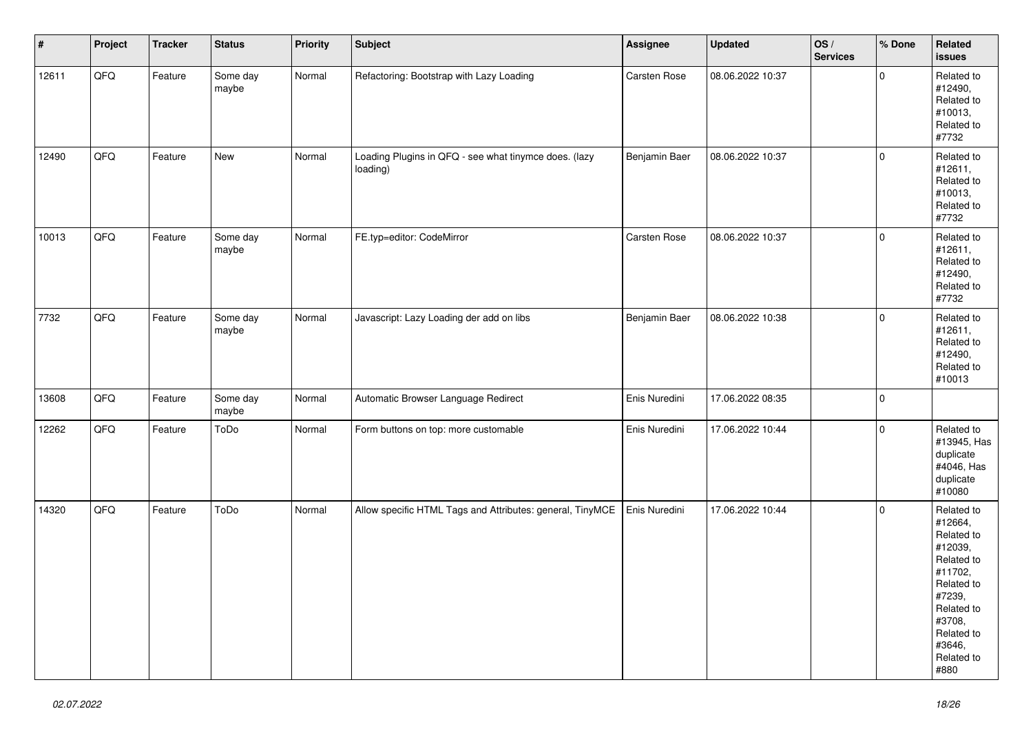| # | Project | Tracker | Status | Priority | Subject | Assignee | Updated | OS / Services | % Done | Related issues |
|---|---|---|---|---|---|---|---|---|---|---|
| 12611 | QFQ | Feature | Some day maybe | Normal | Refactoring: Bootstrap with Lazy Loading | Carsten Rose | 08.06.2022 10:37 | | 0 | Related to #12490, Related to #10013, Related to #7732 |
| 12490 | QFQ | Feature | New | Normal | Loading Plugins in QFQ - see what tinymce does. (lazy loading) | Benjamin Baer | 08.06.2022 10:37 | | 0 | Related to #12611, Related to #10013, Related to #7732 |
| 10013 | QFQ | Feature | Some day maybe | Normal | FE.typ=editor: CodeMirror | Carsten Rose | 08.06.2022 10:37 | | 0 | Related to #12611, Related to #12490, Related to #7732 |
| 7732 | QFQ | Feature | Some day maybe | Normal | Javascript: Lazy Loading der add on libs | Benjamin Baer | 08.06.2022 10:38 | | 0 | Related to #12611, Related to #12490, Related to #10013 |
| 13608 | QFQ | Feature | Some day maybe | Normal | Automatic Browser Language Redirect | Enis Nuredini | 17.06.2022 08:35 | | 0 | |
| 12262 | QFQ | Feature | ToDo | Normal | Form buttons on top: more customable | Enis Nuredini | 17.06.2022 10:44 | | 0 | Related to #13945, Has duplicate #4046, Has duplicate #10080 |
| 14320 | QFQ | Feature | ToDo | Normal | Allow specific HTML Tags and Attributes: general, TinyMCE | Enis Nuredini | 17.06.2022 10:44 | | 0 | Related to #12664, Related to #12039, Related to #11702, Related to #7239, Related to #3708, Related to #3646, Related to #880 |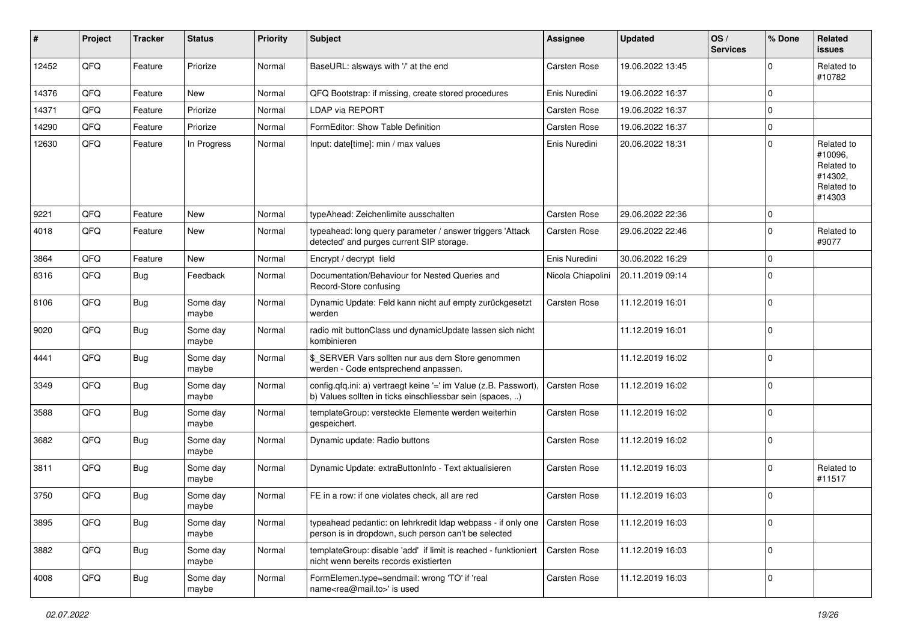| # | Project | Tracker | Status | Priority | Subject | Assignee | Updated | OS / Services | % Done | Related issues |
|---|---|---|---|---|---|---|---|---|---|---|
| 12452 | QFQ | Feature | Priorize | Normal | BaseURL: alsways with '/' at the end | Carsten Rose | 19.06.2022 13:45 | | 0 | Related to #10782 |
| 14376 | QFQ | Feature | New | Normal | QFQ Bootstrap: if missing, create stored procedures | Enis Nuredini | 19.06.2022 16:37 | | 0 | |
| 14371 | QFQ | Feature | Priorize | Normal | LDAP via REPORT | Carsten Rose | 19.06.2022 16:37 | | 0 | |
| 14290 | QFQ | Feature | Priorize | Normal | FormEditor: Show Table Definition | Carsten Rose | 19.06.2022 16:37 | | 0 | |
| 12630 | QFQ | Feature | In Progress | Normal | Input: date[time]: min / max values | Enis Nuredini | 20.06.2022 18:31 | | 0 | Related to #10096, Related to #14302, Related to #14303 |
| 9221 | QFQ | Feature | New | Normal | typeAhead: Zeichenlimite ausschalten | Carsten Rose | 29.06.2022 22:36 | | 0 | |
| 4018 | QFQ | Feature | New | Normal | typeahead: long query parameter / answer triggers 'Attack detected' and purges current SIP storage. | Carsten Rose | 29.06.2022 22:46 | | 0 | Related to #9077 |
| 3864 | QFQ | Feature | New | Normal | Encrypt / decrypt field | Enis Nuredini | 30.06.2022 16:29 | | 0 | |
| 8316 | QFQ | Bug | Feedback | Normal | Documentation/Behaviour for Nested Queries and Record-Store confusing | Nicola Chiapolini | 20.11.2019 09:14 | | 0 | |
| 8106 | QFQ | Bug | Some day maybe | Normal | Dynamic Update: Feld kann nicht auf empty zurückgesetzt werden | Carsten Rose | 11.12.2019 16:01 | | 0 | |
| 9020 | QFQ | Bug | Some day maybe | Normal | radio mit buttonClass und dynamicUpdate lassen sich nicht kombinieren | | 11.12.2019 16:01 | | 0 | |
| 4441 | QFQ | Bug | Some day maybe | Normal | $_SERVER Vars sollten nur aus dem Store genommen werden - Code entsprechend anpassen. | | 11.12.2019 16:02 | | 0 | |
| 3349 | QFQ | Bug | Some day maybe | Normal | config.qfq.ini: a) vertraegt keine '=' im Value (z.B. Passwort), b) Values sollten in ticks einschliessbar sein (spaces, ..) | Carsten Rose | 11.12.2019 16:02 | | 0 | |
| 3588 | QFQ | Bug | Some day maybe | Normal | templateGroup: versteckte Elemente werden weiterhin gespeichert. | Carsten Rose | 11.12.2019 16:02 | | 0 | |
| 3682 | QFQ | Bug | Some day maybe | Normal | Dynamic update: Radio buttons | Carsten Rose | 11.12.2019 16:02 | | 0 | |
| 3811 | QFQ | Bug | Some day maybe | Normal | Dynamic Update: extraButtonInfo - Text aktualisieren | Carsten Rose | 11.12.2019 16:03 | | 0 | Related to #11517 |
| 3750 | QFQ | Bug | Some day maybe | Normal | FE in a row: if one violates check, all are red | Carsten Rose | 11.12.2019 16:03 | | 0 | |
| 3895 | QFQ | Bug | Some day maybe | Normal | typeahead pedantic: on lehrkredit ldap webpass - if only one person is in dropdown, such person can't be selected | Carsten Rose | 11.12.2019 16:03 | | 0 | |
| 3882 | QFQ | Bug | Some day maybe | Normal | templateGroup: disable 'add' if limit is reached - funktioniert nicht wenn bereits records existierten | Carsten Rose | 11.12.2019 16:03 | | 0 | |
| 4008 | QFQ | Bug | Some day maybe | Normal | FormElemen.type=sendmail: wrong 'TO' if 'real name<rea@mail.to>' is used | Carsten Rose | 11.12.2019 16:03 | | 0 | |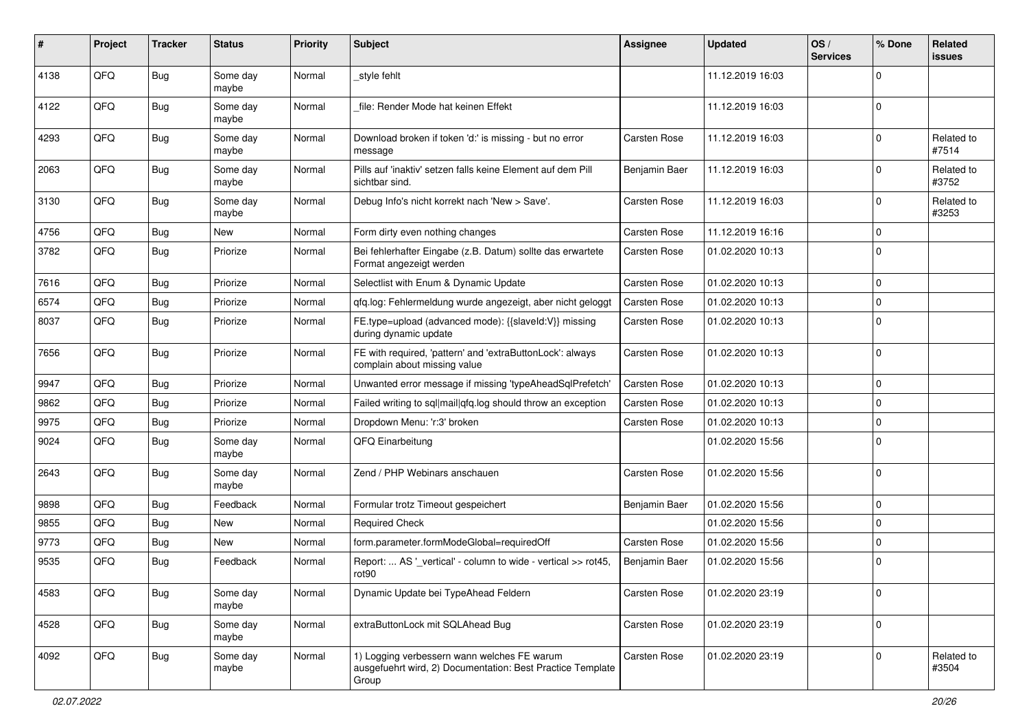| # | Project | Tracker | Status | Priority | Subject | Assignee | Updated | OS / Services | % Done | Related issues |
|---|---|---|---|---|---|---|---|---|---|---|
| 4138 | QFQ | Bug | Some day maybe | Normal | _style fehlt | | 11.12.2019 16:03 | | 0 | |
| 4122 | QFQ | Bug | Some day maybe | Normal | _file: Render Mode hat keinen Effekt | | 11.12.2019 16:03 | | 0 | |
| 4293 | QFQ | Bug | Some day maybe | Normal | Download broken if token 'd:' is missing - but no error message | Carsten Rose | 11.12.2019 16:03 | | 0 | Related to #7514 |
| 2063 | QFQ | Bug | Some day maybe | Normal | Pills auf 'inaktiv' setzen falls keine Element auf dem Pill sichtbar sind. | Benjamin Baer | 11.12.2019 16:03 | | 0 | Related to #3752 |
| 3130 | QFQ | Bug | Some day maybe | Normal | Debug Info's nicht korrekt nach 'New > Save'. | Carsten Rose | 11.12.2019 16:03 | | 0 | Related to #3253 |
| 4756 | QFQ | Bug | New | Normal | Form dirty even nothing changes | Carsten Rose | 11.12.2019 16:16 | | 0 | |
| 3782 | QFQ | Bug | Priorize | Normal | Bei fehlerhafter Eingabe (z.B. Datum) sollte das erwartete Format angezeigt werden | Carsten Rose | 01.02.2020 10:13 | | 0 | |
| 7616 | QFQ | Bug | Priorize | Normal | Selectlist with Enum & Dynamic Update | Carsten Rose | 01.02.2020 10:13 | | 0 | |
| 6574 | QFQ | Bug | Priorize | Normal | qfq.log: Fehlermeldung wurde angezeigt, aber nicht geloggt | Carsten Rose | 01.02.2020 10:13 | | 0 | |
| 8037 | QFQ | Bug | Priorize | Normal | FE.type=upload (advanced mode): {{slaveId:V}} missing during dynamic update | Carsten Rose | 01.02.2020 10:13 | | 0 | |
| 7656 | QFQ | Bug | Priorize | Normal | FE with required, 'pattern' and 'extraButtonLock': always complain about missing value | Carsten Rose | 01.02.2020 10:13 | | 0 | |
| 9947 | QFQ | Bug | Priorize | Normal | Unwanted error message if missing 'typeAheadSqlPrefetch' | Carsten Rose | 01.02.2020 10:13 | | 0 | |
| 9862 | QFQ | Bug | Priorize | Normal | Failed writing to sql\|mail\|qfq.log should throw an exception | Carsten Rose | 01.02.2020 10:13 | | 0 | |
| 9975 | QFQ | Bug | Priorize | Normal | Dropdown Menu: 'r:3' broken | Carsten Rose | 01.02.2020 10:13 | | 0 | |
| 9024 | QFQ | Bug | Some day maybe | Normal | QFQ Einarbeitung | | 01.02.2020 15:56 | | 0 | |
| 2643 | QFQ | Bug | Some day maybe | Normal | Zend / PHP Webinars anschauen | Carsten Rose | 01.02.2020 15:56 | | 0 | |
| 9898 | QFQ | Bug | Feedback | Normal | Formular trotz Timeout gespeichert | Benjamin Baer | 01.02.2020 15:56 | | 0 | |
| 9855 | QFQ | Bug | New | Normal | Required Check | | 01.02.2020 15:56 | | 0 | |
| 9773 | QFQ | Bug | New | Normal | form.parameter.formModeGlobal=requiredOff | Carsten Rose | 01.02.2020 15:56 | | 0 | |
| 9535 | QFQ | Bug | Feedback | Normal | Report: ... AS '_vertical' - column to wide - vertical >> rot45, rot90 | Benjamin Baer | 01.02.2020 15:56 | | 0 | |
| 4583 | QFQ | Bug | Some day maybe | Normal | Dynamic Update bei TypeAhead Feldern | Carsten Rose | 01.02.2020 23:19 | | 0 | |
| 4528 | QFQ | Bug | Some day maybe | Normal | extraButtonLock mit SQLAhead Bug | Carsten Rose | 01.02.2020 23:19 | | 0 | |
| 4092 | QFQ | Bug | Some day maybe | Normal | 1) Logging verbessern wann welches FE warum ausgefuehrt wird, 2) Documentation: Best Practice Template Group | Carsten Rose | 01.02.2020 23:19 | | 0 | Related to #3504 |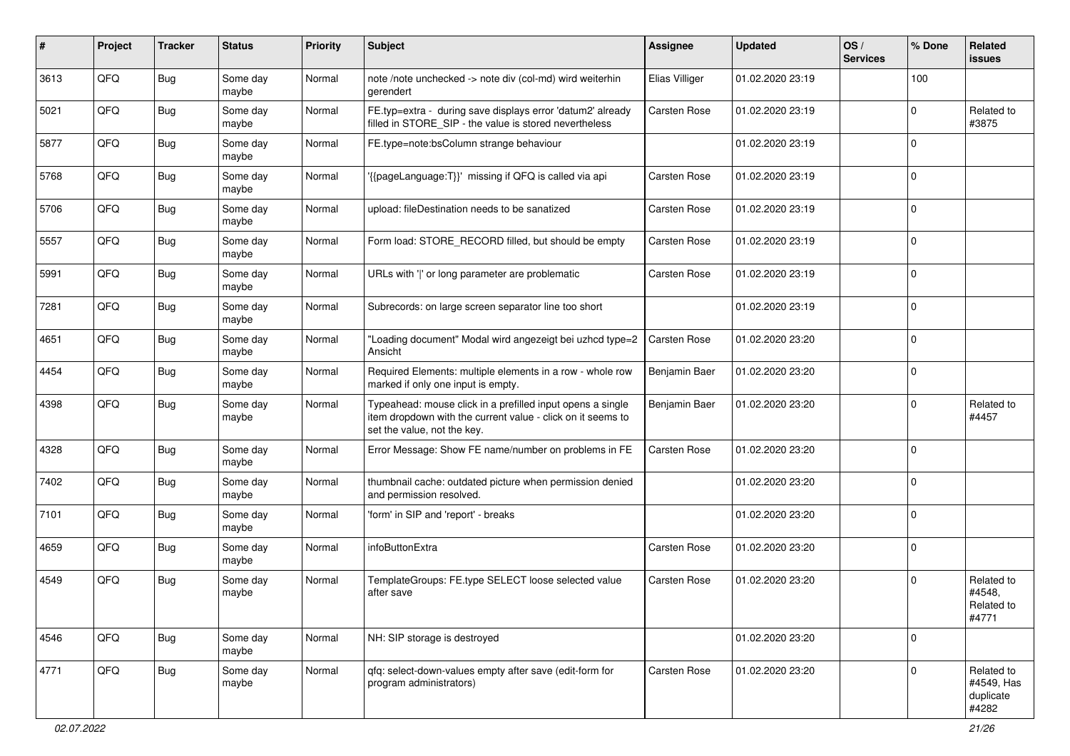| # | Project | Tracker | Status | Priority | Subject | Assignee | Updated | OS / Services | % Done | Related issues |
|---|---|---|---|---|---|---|---|---|---|---|
| 3613 | QFQ | Bug | Some day maybe | Normal | note /note unchecked -> note div (col-md) wird weiterhin gerendert | Elias Villiger | 01.02.2020 23:19 | | 100 | |
| 5021 | QFQ | Bug | Some day maybe | Normal | FE.typ=extra - during save displays error 'datum2' already filled in STORE_SIP - the value is stored nevertheless | Carsten Rose | 01.02.2020 23:19 | | 0 | Related to #3875 |
| 5877 | QFQ | Bug | Some day maybe | Normal | FE.type=note:bsColumn strange behaviour | | 01.02.2020 23:19 | | 0 | |
| 5768 | QFQ | Bug | Some day maybe | Normal | '{{pageLanguage:T}}' missing if QFQ is called via api | Carsten Rose | 01.02.2020 23:19 | | 0 | |
| 5706 | QFQ | Bug | Some day maybe | Normal | upload: fileDestination needs to be sanatized | Carsten Rose | 01.02.2020 23:19 | | 0 | |
| 5557 | QFQ | Bug | Some day maybe | Normal | Form load: STORE_RECORD filled, but should be empty | Carsten Rose | 01.02.2020 23:19 | | 0 | |
| 5991 | QFQ | Bug | Some day maybe | Normal | URLs with '\|' or long parameter are problematic | Carsten Rose | 01.02.2020 23:19 | | 0 | |
| 7281 | QFQ | Bug | Some day maybe | Normal | Subrecords: on large screen separator line too short | | 01.02.2020 23:19 | | 0 | |
| 4651 | QFQ | Bug | Some day maybe | Normal | "Loading document" Modal wird angezeigt bei uzhcd type=2 Ansicht | Carsten Rose | 01.02.2020 23:20 | | 0 | |
| 4454 | QFQ | Bug | Some day maybe | Normal | Required Elements: multiple elements in a row - whole row marked if only one input is empty. | Benjamin Baer | 01.02.2020 23:20 | | 0 | |
| 4398 | QFQ | Bug | Some day maybe | Normal | Typeahead: mouse click in a prefilled input opens a single item dropdown with the current value - click on it seems to set the value, not the key. | Benjamin Baer | 01.02.2020 23:20 | | 0 | Related to #4457 |
| 4328 | QFQ | Bug | Some day maybe | Normal | Error Message: Show FE name/number on problems in FE | Carsten Rose | 01.02.2020 23:20 | | 0 | |
| 7402 | QFQ | Bug | Some day maybe | Normal | thumbnail cache: outdated picture when permission denied and permission resolved. | | 01.02.2020 23:20 | | 0 | |
| 7101 | QFQ | Bug | Some day maybe | Normal | 'form' in SIP and 'report' - breaks | | 01.02.2020 23:20 | | 0 | |
| 4659 | QFQ | Bug | Some day maybe | Normal | infoButtonExtra | Carsten Rose | 01.02.2020 23:20 | | 0 | |
| 4549 | QFQ | Bug | Some day maybe | Normal | TemplateGroups: FE.type SELECT loose selected value after save | Carsten Rose | 01.02.2020 23:20 | | 0 | Related to #4548, Related to #4771 |
| 4546 | QFQ | Bug | Some day maybe | Normal | NH: SIP storage is destroyed | | 01.02.2020 23:20 | | 0 | |
| 4771 | QFQ | Bug | Some day maybe | Normal | qfq: select-down-values empty after save (edit-form for program administrators) | Carsten Rose | 01.02.2020 23:20 | | 0 | Related to #4549, Has duplicate #4282 |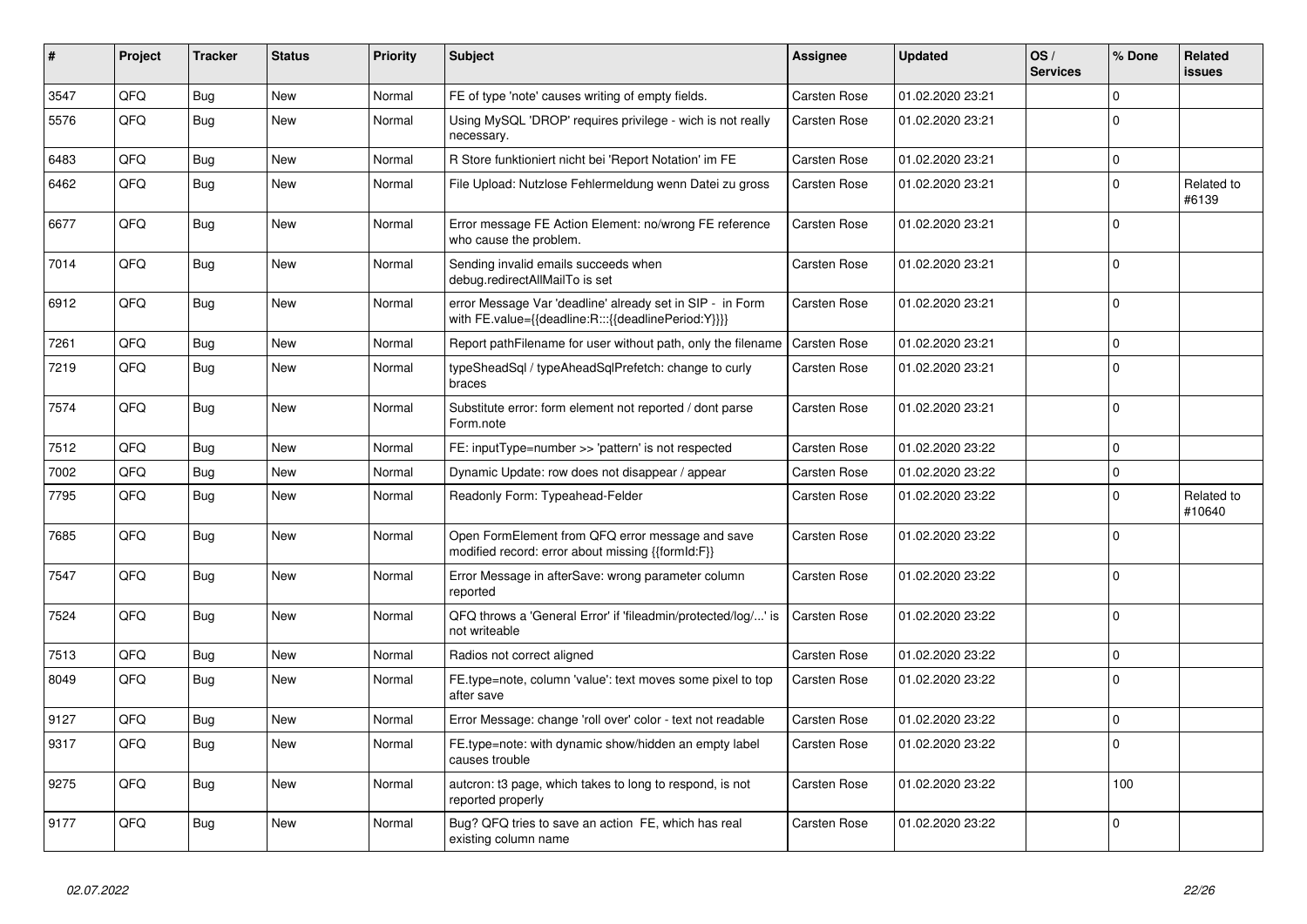| # | Project | Tracker | Status | Priority | Subject | Assignee | Updated | OS / Services | % Done | Related issues |
|---|---|---|---|---|---|---|---|---|---|---|
| 3547 | QFQ | Bug | New | Normal | FE of type 'note' causes writing of empty fields. | Carsten Rose | 01.02.2020 23:21 | | 0 | |
| 5576 | QFQ | Bug | New | Normal | Using MySQL 'DROP' requires privilege - wich is not really necessary. | Carsten Rose | 01.02.2020 23:21 | | 0 | |
| 6483 | QFQ | Bug | New | Normal | R Store funktioniert nicht bei 'Report Notation' im FE | Carsten Rose | 01.02.2020 23:21 | | 0 | |
| 6462 | QFQ | Bug | New | Normal | File Upload: Nutzlose Fehlermeldung wenn Datei zu gross | Carsten Rose | 01.02.2020 23:21 | | 0 | Related to #6139 |
| 6677 | QFQ | Bug | New | Normal | Error message FE Action Element: no/wrong FE reference who cause the problem. | Carsten Rose | 01.02.2020 23:21 | | 0 | |
| 7014 | QFQ | Bug | New | Normal | Sending invalid emails succeeds when debug.redirectAllMailTo is set | Carsten Rose | 01.02.2020 23:21 | | 0 | |
| 6912 | QFQ | Bug | New | Normal | error Message Var 'deadline' already set in SIP - in Form with FE.value={{deadline:R:::{{deadlinePeriod:Y}}}} | Carsten Rose | 01.02.2020 23:21 | | 0 | |
| 7261 | QFQ | Bug | New | Normal | Report pathFilename for user without path, only the filename | Carsten Rose | 01.02.2020 23:21 | | 0 | |
| 7219 | QFQ | Bug | New | Normal | typeSheadSql / typeAheadSqlPrefetch: change to curly braces | Carsten Rose | 01.02.2020 23:21 | | 0 | |
| 7574 | QFQ | Bug | New | Normal | Substitute error: form element not reported / dont parse Form.note | Carsten Rose | 01.02.2020 23:21 | | 0 | |
| 7512 | QFQ | Bug | New | Normal | FE: inputType=number >> 'pattern' is not respected | Carsten Rose | 01.02.2020 23:22 | | 0 | |
| 7002 | QFQ | Bug | New | Normal | Dynamic Update: row does not disappear / appear | Carsten Rose | 01.02.2020 23:22 | | 0 | |
| 7795 | QFQ | Bug | New | Normal | Readonly Form: Typeahead-Felder | Carsten Rose | 01.02.2020 23:22 | | 0 | Related to #10640 |
| 7685 | QFQ | Bug | New | Normal | Open FormElement from QFQ error message and save modified record: error about missing {{formId:F}} | Carsten Rose | 01.02.2020 23:22 | | 0 | |
| 7547 | QFQ | Bug | New | Normal | Error Message in afterSave: wrong parameter column reported | Carsten Rose | 01.02.2020 23:22 | | 0 | |
| 7524 | QFQ | Bug | New | Normal | QFQ throws a 'General Error' if 'fileadmin/protected/log/...' is not writeable | Carsten Rose | 01.02.2020 23:22 | | 0 | |
| 7513 | QFQ | Bug | New | Normal | Radios not correct aligned | Carsten Rose | 01.02.2020 23:22 | | 0 | |
| 8049 | QFQ | Bug | New | Normal | FE.type=note, column 'value': text moves some pixel to top after save | Carsten Rose | 01.02.2020 23:22 | | 0 | |
| 9127 | QFQ | Bug | New | Normal | Error Message: change 'roll over' color - text not readable | Carsten Rose | 01.02.2020 23:22 | | 0 | |
| 9317 | QFQ | Bug | New | Normal | FE.type=note: with dynamic show/hidden an empty label causes trouble | Carsten Rose | 01.02.2020 23:22 | | 0 | |
| 9275 | QFQ | Bug | New | Normal | autcron: t3 page, which takes to long to respond, is not reported properly | Carsten Rose | 01.02.2020 23:22 | | 100 | |
| 9177 | QFQ | Bug | New | Normal | Bug? QFQ tries to save an action FE, which has real existing column name | Carsten Rose | 01.02.2020 23:22 | | 0 | |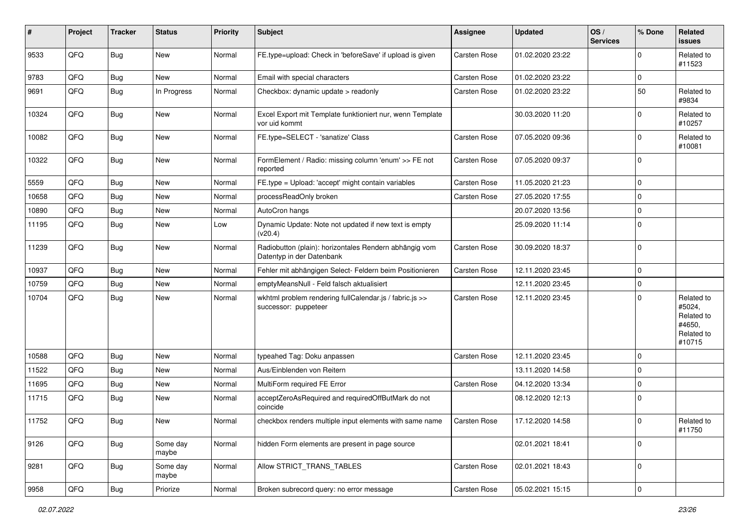| # | Project | Tracker | Status | Priority | Subject | Assignee | Updated | OS / Services | % Done | Related issues |
|---|---|---|---|---|---|---|---|---|---|---|
| 9533 | QFQ | Bug | New | Normal | FE.type=upload: Check in 'beforeSave' if upload is given | Carsten Rose | 01.02.2020 23:22 | | 0 | Related to #11523 |
| 9783 | QFQ | Bug | New | Normal | Email with special characters | Carsten Rose | 01.02.2020 23:22 | | 0 | |
| 9691 | QFQ | Bug | In Progress | Normal | Checkbox: dynamic update > readonly | Carsten Rose | 01.02.2020 23:22 | | 50 | Related to #9834 |
| 10324 | QFQ | Bug | New | Normal | Excel Export mit Template funktioniert nur, wenn Template vor uid kommt | | 30.03.2020 11:20 | | 0 | Related to #10257 |
| 10082 | QFQ | Bug | New | Normal | FE.type=SELECT - 'sanatize' Class | Carsten Rose | 07.05.2020 09:36 | | 0 | Related to #10081 |
| 10322 | QFQ | Bug | New | Normal | FormElement / Radio: missing column 'enum' >> FE not reported | Carsten Rose | 07.05.2020 09:37 | | 0 | |
| 5559 | QFQ | Bug | New | Normal | FE.type = Upload: 'accept' might contain variables | Carsten Rose | 11.05.2020 21:23 | | 0 | |
| 10658 | QFQ | Bug | New | Normal | processReadOnly broken | Carsten Rose | 27.05.2020 17:55 | | 0 | |
| 10890 | QFQ | Bug | New | Normal | AutoCron hangs | | 20.07.2020 13:56 | | 0 | |
| 11195 | QFQ | Bug | New | Low | Dynamic Update: Note not updated if new text is empty (v20.4) | | 25.09.2020 11:14 | | 0 | |
| 11239 | QFQ | Bug | New | Normal | Radiobutton (plain): horizontales Rendern abhängig vom Datentyp in der Datenbank | Carsten Rose | 30.09.2020 18:37 | | 0 | |
| 10937 | QFQ | Bug | New | Normal | Fehler mit abhängigen Select- Feldern beim Positionieren | Carsten Rose | 12.11.2020 23:45 | | 0 | |
| 10759 | QFQ | Bug | New | Normal | emptyMeansNull - Feld falsch aktualisiert | | 12.11.2020 23:45 | | 0 | |
| 10704 | QFQ | Bug | New | Normal | wkhtml problem rendering fullCalendar.js / fabric.js >> successor: puppeteer | Carsten Rose | 12.11.2020 23:45 | | 0 | Related to #5024, Related to #4650, Related to #10715 |
| 10588 | QFQ | Bug | New | Normal | typeahed Tag: Doku anpassen | Carsten Rose | 12.11.2020 23:45 | | 0 | |
| 11522 | QFQ | Bug | New | Normal | Aus/Einblenden von Reitern | | 13.11.2020 14:58 | | 0 | |
| 11695 | QFQ | Bug | New | Normal | MultiForm required FE Error | Carsten Rose | 04.12.2020 13:34 | | 0 | |
| 11715 | QFQ | Bug | New | Normal | acceptZeroAsRequired and requiredOffButMark do not coincide | | 08.12.2020 12:13 | | 0 | |
| 11752 | QFQ | Bug | New | Normal | checkbox renders multiple input elements with same name | Carsten Rose | 17.12.2020 14:58 | | 0 | Related to #11750 |
| 9126 | QFQ | Bug | Some day maybe | Normal | hidden Form elements are present in page source | | 02.01.2021 18:41 | | 0 | |
| 9281 | QFQ | Bug | Some day maybe | Normal | Allow STRICT_TRANS_TABLES | Carsten Rose | 02.01.2021 18:43 | | 0 | |
| 9958 | QFQ | Bug | Priorize | Normal | Broken subrecord query: no error message | Carsten Rose | 05.02.2021 15:15 | | 0 | |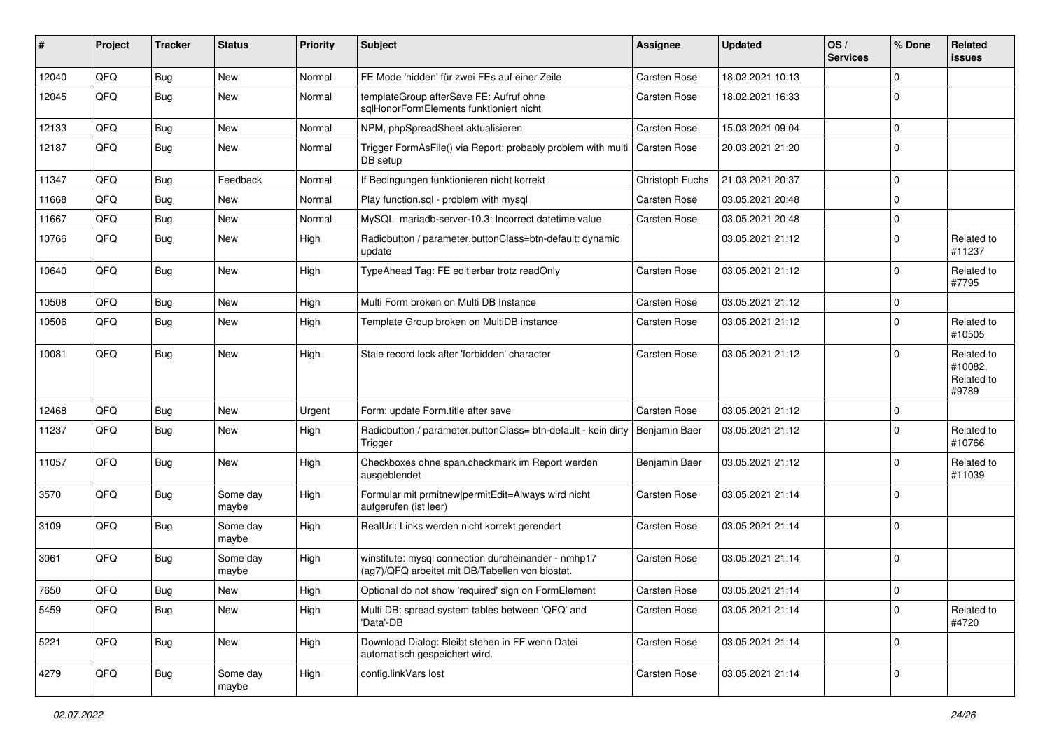| # | Project | Tracker | Status | Priority | Subject | Assignee | Updated | OS / Services | % Done | Related issues |
|---|---|---|---|---|---|---|---|---|---|---|
| 12040 | QFQ | Bug | New | Normal | FE Mode 'hidden' für zwei FEs auf einer Zeile | Carsten Rose | 18.02.2021 10:13 | | 0 | |
| 12045 | QFQ | Bug | New | Normal | templateGroup afterSave FE: Aufruf ohne sqlHonorFormElements funktioniert nicht | Carsten Rose | 18.02.2021 16:33 | | 0 | |
| 12133 | QFQ | Bug | New | Normal | NPM, phpSpreadSheet aktualisieren | Carsten Rose | 15.03.2021 09:04 | | 0 | |
| 12187 | QFQ | Bug | New | Normal | Trigger FormAsFile() via Report: probably problem with multi DB setup | Carsten Rose | 20.03.2021 21:20 | | 0 | |
| 11347 | QFQ | Bug | Feedback | Normal | If Bedingungen funktionieren nicht korrekt | Christoph Fuchs | 21.03.2021 20:37 | | 0 | |
| 11668 | QFQ | Bug | New | Normal | Play function.sql - problem with mysql | Carsten Rose | 03.05.2021 20:48 | | 0 | |
| 11667 | QFQ | Bug | New | Normal | MySQL mariadb-server-10.3: Incorrect datetime value | Carsten Rose | 03.05.2021 20:48 | | 0 | |
| 10766 | QFQ | Bug | New | High | Radiobutton / parameter.buttonClass=btn-default: dynamic update | | 03.05.2021 21:12 | | 0 | Related to #11237 |
| 10640 | QFQ | Bug | New | High | TypeAhead Tag: FE editierbar trotz readOnly | Carsten Rose | 03.05.2021 21:12 | | 0 | Related to #7795 |
| 10508 | QFQ | Bug | New | High | Multi Form broken on Multi DB Instance | Carsten Rose | 03.05.2021 21:12 | | 0 | |
| 10506 | QFQ | Bug | New | High | Template Group broken on MultiDB instance | Carsten Rose | 03.05.2021 21:12 | | 0 | Related to #10505 |
| 10081 | QFQ | Bug | New | High | Stale record lock after 'forbidden' character | Carsten Rose | 03.05.2021 21:12 | | 0 | Related to #10082, Related to #9789 |
| 12468 | QFQ | Bug | New | Urgent | Form: update Form.title after save | Carsten Rose | 03.05.2021 21:12 | | 0 | |
| 11237 | QFQ | Bug | New | High | Radiobutton / parameter.buttonClass= btn-default - kein dirty Trigger | Benjamin Baer | 03.05.2021 21:12 | | 0 | Related to #10766 |
| 11057 | QFQ | Bug | New | High | Checkboxes ohne span.checkmark im Report werden ausgeblendet | Benjamin Baer | 03.05.2021 21:12 | | 0 | Related to #11039 |
| 3570 | QFQ | Bug | Some day maybe | High | Formular mit prmitnew\|permitEdit=Always wird nicht aufgerufen (ist leer) | Carsten Rose | 03.05.2021 21:14 | | 0 | |
| 3109 | QFQ | Bug | Some day maybe | High | RealUrl: Links werden nicht korrekt gerendert | Carsten Rose | 03.05.2021 21:14 | | 0 | |
| 3061 | QFQ | Bug | Some day maybe | High | winstitute: mysql connection durcheinander - nmhp17 (ag7)/QFQ arbeitet mit DB/Tabellen von biostat. | Carsten Rose | 03.05.2021 21:14 | | 0 | |
| 7650 | QFQ | Bug | New | High | Optional do not show 'required' sign on FormElement | Carsten Rose | 03.05.2021 21:14 | | 0 | |
| 5459 | QFQ | Bug | New | High | Multi DB: spread system tables between 'QFQ' and 'Data'-DB | Carsten Rose | 03.05.2021 21:14 | | 0 | Related to #4720 |
| 5221 | QFQ | Bug | New | High | Download Dialog: Bleibt stehen in FF wenn Datei automatisch gespeichert wird. | Carsten Rose | 03.05.2021 21:14 | | 0 | |
| 4279 | QFQ | Bug | Some day maybe | High | config.linkVars lost | Carsten Rose | 03.05.2021 21:14 | | 0 | |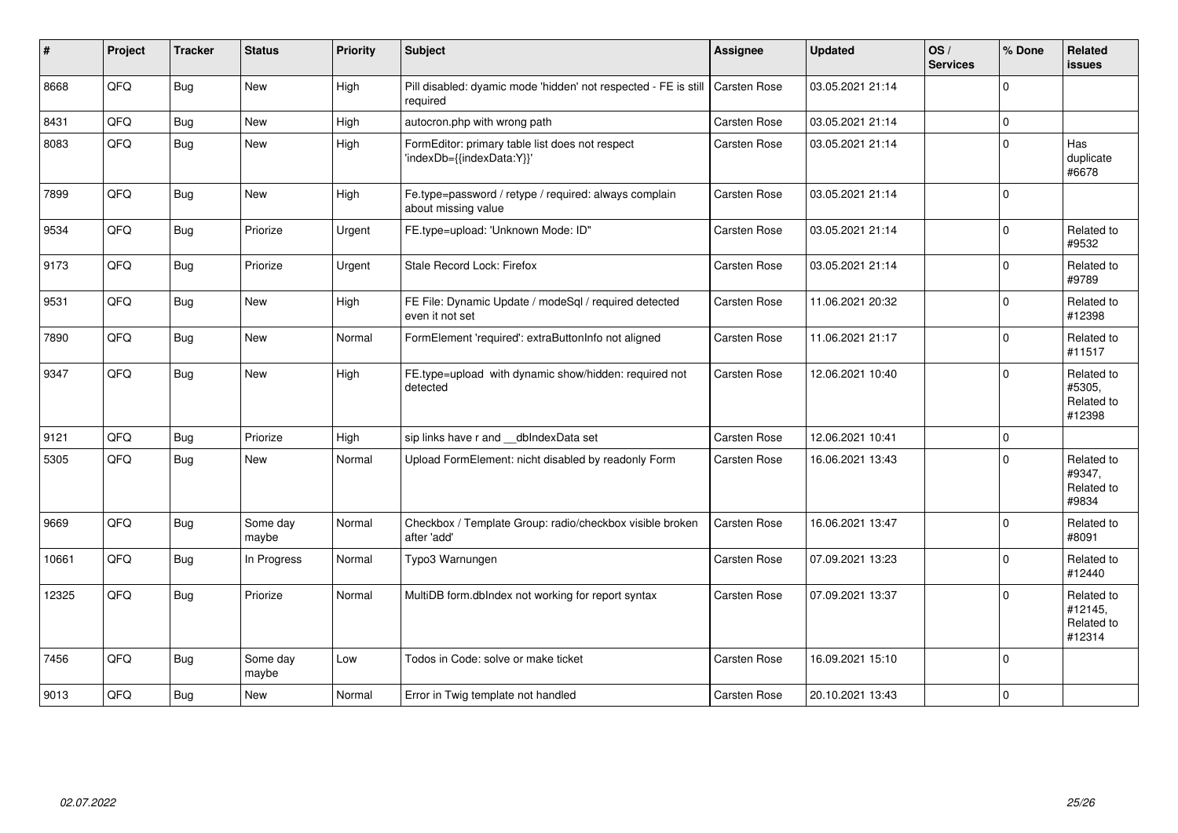| # | Project | Tracker | Status | Priority | Subject | Assignee | Updated | OS / Services | % Done | Related issues |
|---|---|---|---|---|---|---|---|---|---|---|
| 8668 | QFQ | Bug | New | High | Pill disabled: dyamic mode 'hidden' not respected - FE is still required | Carsten Rose | 03.05.2021 21:14 | | 0 | |
| 8431 | QFQ | Bug | New | High | autocron.php with wrong path | Carsten Rose | 03.05.2021 21:14 | | 0 | |
| 8083 | QFQ | Bug | New | High | FormEditor: primary table list does not respect 'indexDb={{indexData:Y}}' | Carsten Rose | 03.05.2021 21:14 | | 0 | Has duplicate #6678 |
| 7899 | QFQ | Bug | New | High | Fe.type=password / retype / required: always complain about missing value | Carsten Rose | 03.05.2021 21:14 | | 0 | |
| 9534 | QFQ | Bug | Priorize | Urgent | FE.type=upload: 'Unknown Mode: ID" | Carsten Rose | 03.05.2021 21:14 | | 0 | Related to #9532 |
| 9173 | QFQ | Bug | Priorize | Urgent | Stale Record Lock: Firefox | Carsten Rose | 03.05.2021 21:14 | | 0 | Related to #9789 |
| 9531 | QFQ | Bug | New | High | FE File: Dynamic Update / modeSql / required detected even it not set | Carsten Rose | 11.06.2021 20:32 | | 0 | Related to #12398 |
| 7890 | QFQ | Bug | New | Normal | FormElement 'required': extraButtonInfo not aligned | Carsten Rose | 11.06.2021 21:17 | | 0 | Related to #11517 |
| 9347 | QFQ | Bug | New | High | FE.type=upload with dynamic show/hidden: required not detected | Carsten Rose | 12.06.2021 10:40 | | 0 | Related to #5305, Related to #12398 |
| 9121 | QFQ | Bug | Priorize | High | sip links have r and __dbIndexData set | Carsten Rose | 12.06.2021 10:41 | | 0 | |
| 5305 | QFQ | Bug | New | Normal | Upload FormElement: nicht disabled by readonly Form | Carsten Rose | 16.06.2021 13:43 | | 0 | Related to #9347, Related to #9834 |
| 9669 | QFQ | Bug | Some day maybe | Normal | Checkbox / Template Group: radio/checkbox visible broken after 'add' | Carsten Rose | 16.06.2021 13:47 | | 0 | Related to #8091 |
| 10661 | QFQ | Bug | In Progress | Normal | Typo3 Warnungen | Carsten Rose | 07.09.2021 13:23 | | 0 | Related to #12440 |
| 12325 | QFQ | Bug | Priorize | Normal | MultiDB form.dbIndex not working for report syntax | Carsten Rose | 07.09.2021 13:37 | | 0 | Related to #12145, Related to #12314 |
| 7456 | QFQ | Bug | Some day maybe | Low | Todos in Code: solve or make ticket | Carsten Rose | 16.09.2021 15:10 | | 0 | |
| 9013 | QFQ | Bug | New | Normal | Error in Twig template not handled | Carsten Rose | 20.10.2021 13:43 | | 0 | |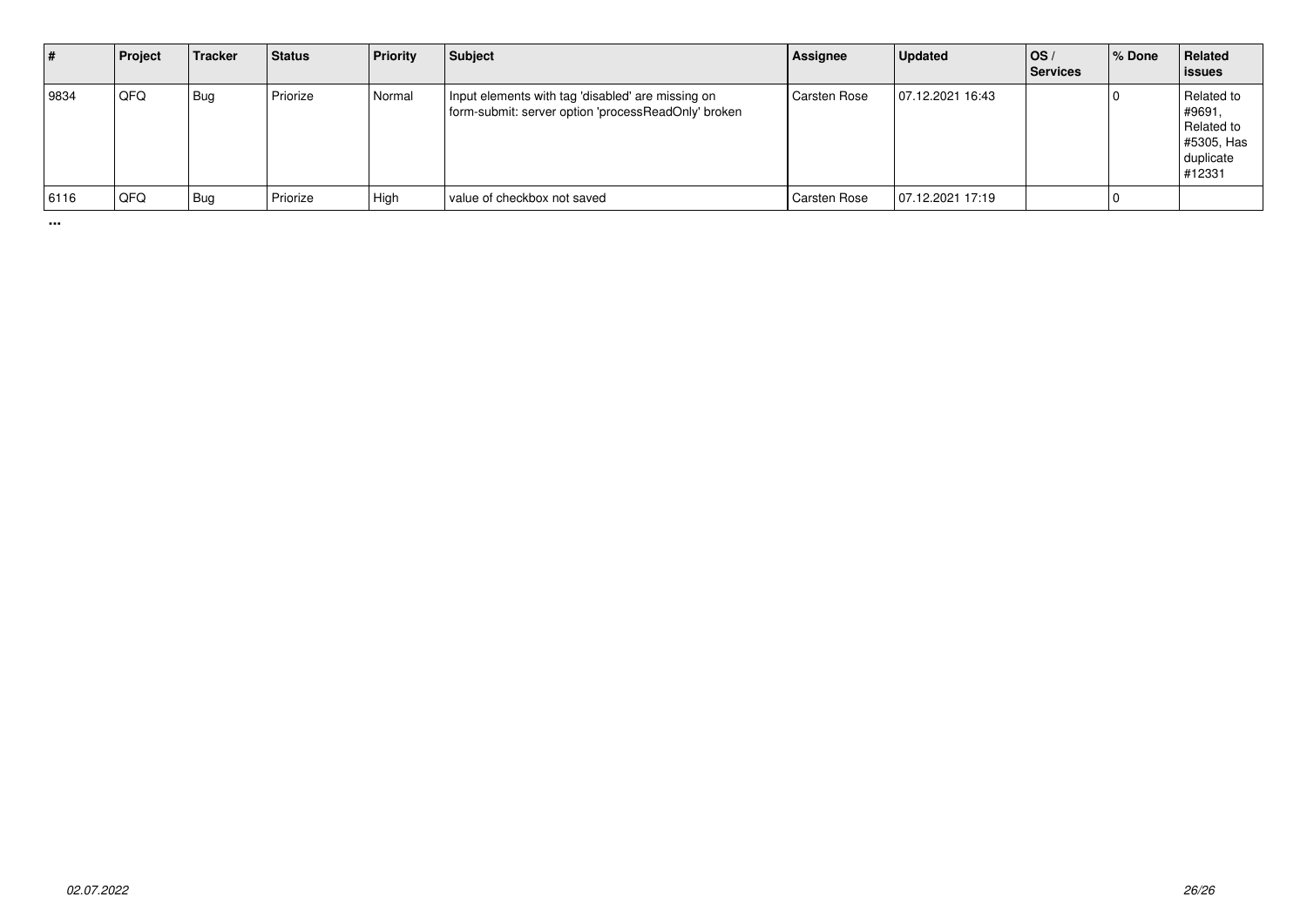| # | Project | Tracker | Status | Priority | Subject | Assignee | Updated | OS / Services | % Done | Related issues |
|---|---|---|---|---|---|---|---|---|---|---|
| 9834 | QFQ | Bug | Priorize | Normal | Input elements with tag 'disabled' are missing on form-submit: server option 'processReadOnly' broken | Carsten Rose | 07.12.2021 16:43 | | 0 | Related to #9691, Related to #5305, Has duplicate #12331 |
| 6116 | QFQ | Bug | Priorize | High | value of checkbox not saved | Carsten Rose | 07.12.2021 17:19 | | 0 | |

**...**